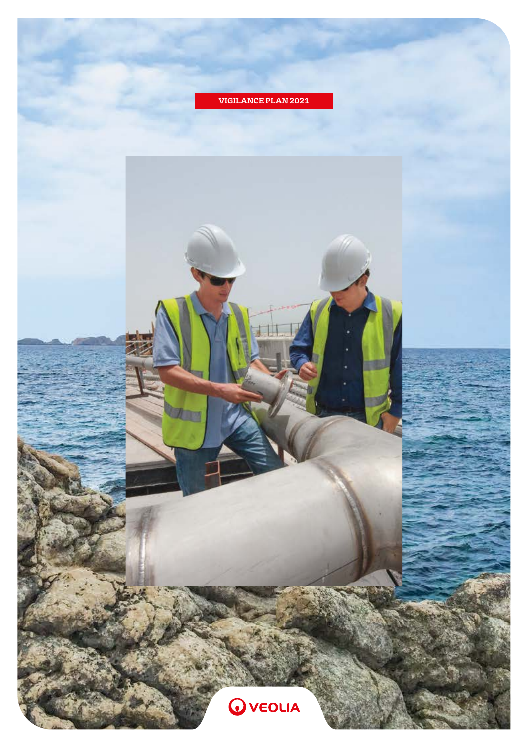# VIGILANCE PLAN 2021

VEOLIA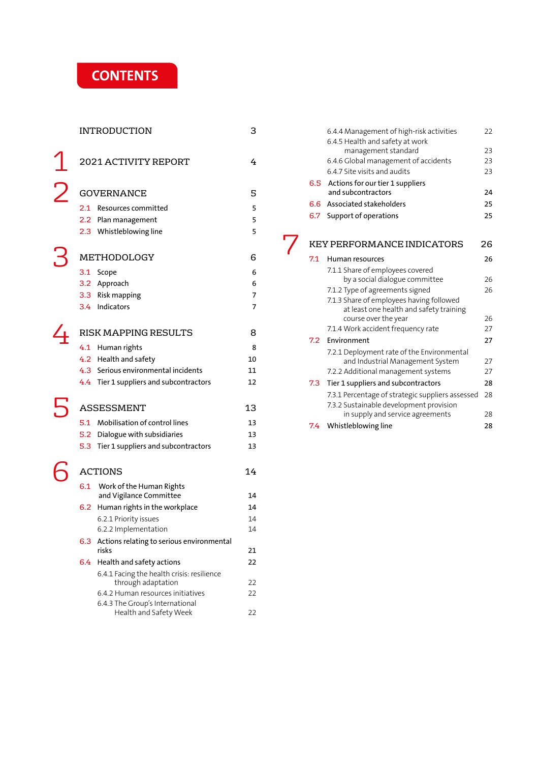# CONTENTS

| | | |
|---|---|---|
| | INTRODUCTION | 3 |
| 1 | 2021 ACTIVITY REPORT | 4 |
| 2 | GOVERNANCE | 5 |
| 2.1 | Resources committed | 5 |
| 2.2 | Plan management | 5 |
| 2.3 | Whistleblowing line | 5 |
| 3 | METHODOLOGY | 6 |
| 3.1 | Scope | 6 |
| 3.2 | Approach | 6 |
| 3.3 | Risk mapping | 7 |
| 3.4 | Indicators | 7 |
| 4 | RISK MAPPING RESULTS | 8 |
| 4.1 | Human rights | 8 |
| 4.2 | Health and safety | 10 |
| 4.3 | Serious environmental incidents | 11 |
| 4.4 | Tier 1 suppliers and subcontractors | 12 |
| 5 | ASSESSMENT | 13 |
| 5.1 | Mobilisation of control lines | 13 |
| 5.2 | Dialogue with subsidiaries | 13 |
| 5.3 | Tier 1 suppliers and subcontractors | 13 |
| 6 | ACTIONS | 14 |
| 6.1 | Work of the Human Rights and Vigilance Committee | 14 |
| 6.2 | Human rights in the workplace | 14 |
| | 6.2.1 Priority issues | 14 |
| | 6.2.2 Implementation | 14 |
| 6.3 | Actions relating to serious environmental risks | 21 |
| 6.4 | Health and safety actions | 22 |
| | 6.4.1 Facing the health crisis: resilience through adaptation | 22 |
| | 6.4.2 Human resources initiatives | 22 |
| | 6.4.3 The Group's International Health and Safety Week | 22 |
| | 6.4.4 Management of high-risk activities | 22 |
| | 6.4.5 Health and safety at work management standard | 23 |
| | 6.4.6 Global management of accidents | 23 |
| | 6.4.7 Site visits and audits | 23 |
| 6.5 | Actions for our tier 1 suppliers and subcontractors | 24 |
| 6.6 | Associated stakeholders | 25 |
| 6.7 | Support of operations | 25 |
| 7 | KEY PERFORMANCE INDICATORS | 26 |
| 7.1 | Human resources | 26 |
| | 7.1.1 Share of employees covered by a social dialogue committee | 26 |
| | 7.1.2 Type of agreements signed | 26 |
| | 7.1.3 Share of employees having followed at least one health and safety training course over the year | 26 |
| | 7.1.4 Work accident frequency rate | 27 |
| 7.2 | Environment | 27 |
| | 7.2.1 Deployment rate of the Environmental and Industrial Management System | 27 |
| | 7.2.2 Additional management systems | 27 |
| 7.3 | Tier 1 suppliers and subcontractors | 28 |
| | 7.3.1 Percentage of strategic suppliers assessed | 28 |
| | 7.3.2 Sustainable development provision in supply and service agreements | 28 |
| 7.4 | Whistleblowing line | 28 |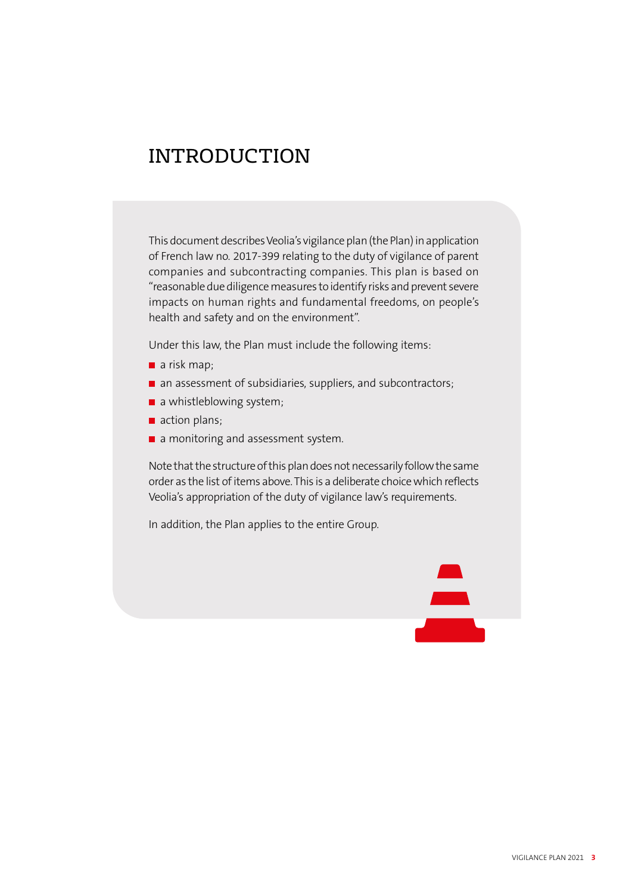# INTRODUCTION

This document describes Veolia's vigilance plan (the Plan) in application of French law no. 2017-399 relating to the duty of vigilance of parent companies and subcontracting companies. This plan is based on "reasonable due diligence measures to identify risks and prevent severe impacts on human rights and fundamental freedoms, on people's health and safety and on the environment".

Under this law, the Plan must include the following items:

- a risk map;
- an assessment of subsidiaries, suppliers, and subcontractors;
- a whistleblowing system;
- action plans;
- a monitoring and assessment system.

Note that the structure of this plan does not necessarily follow the same order as the list of items above. This is a deliberate choice which reflects Veolia's appropriation of the duty of vigilance law's requirements.

In addition, the Plan applies to the entire Group.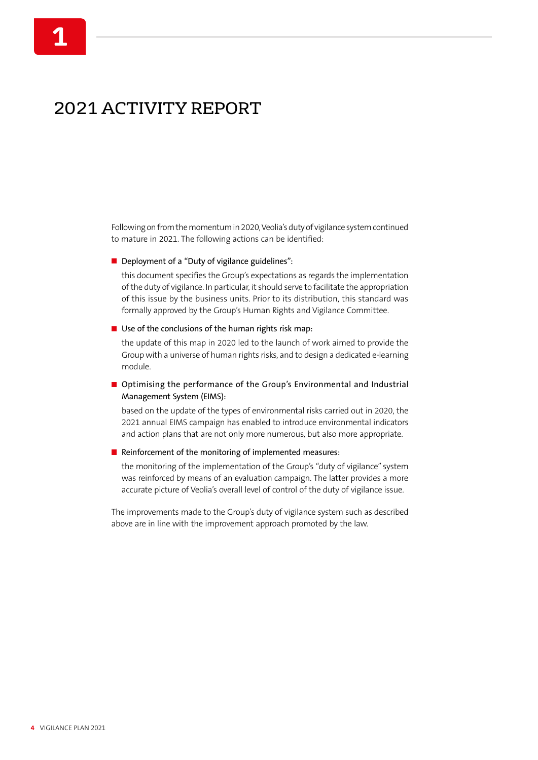# 1

# 2021 ACTIVITY REPORT

Following on from the momentum in 2020, Veolia's duty of vigilance system continued to mature in 2021. The following actions can be identified:

- Deployment of a "Duty of vigilance guidelines":

  this document specifies the Group's expectations as regards the implementation of the duty of vigilance. In particular, it should serve to facilitate the appropriation of this issue by the business units. Prior to its distribution, this standard was formally approved by the Group's Human Rights and Vigilance Committee.

- Use of the conclusions of the human rights risk map:

  the update of this map in 2020 led to the launch of work aimed to provide the Group with a universe of human rights risks, and to design a dedicated e-learning module.

- Optimising the performance of the Group's Environmental and Industrial Management System (EIMS):

  based on the update of the types of environmental risks carried out in 2020, the 2021 annual EIMS campaign has enabled to introduce environmental indicators and action plans that are not only more numerous, but also more appropriate.

- Reinforcement of the monitoring of implemented measures:

  the monitoring of the implementation of the Group's "duty of vigilance" system was reinforced by means of an evaluation campaign. The latter provides a more accurate picture of Veolia's overall level of control of the duty of vigilance issue.

The improvements made to the Group's duty of vigilance system such as described above are in line with the improvement approach promoted by the law.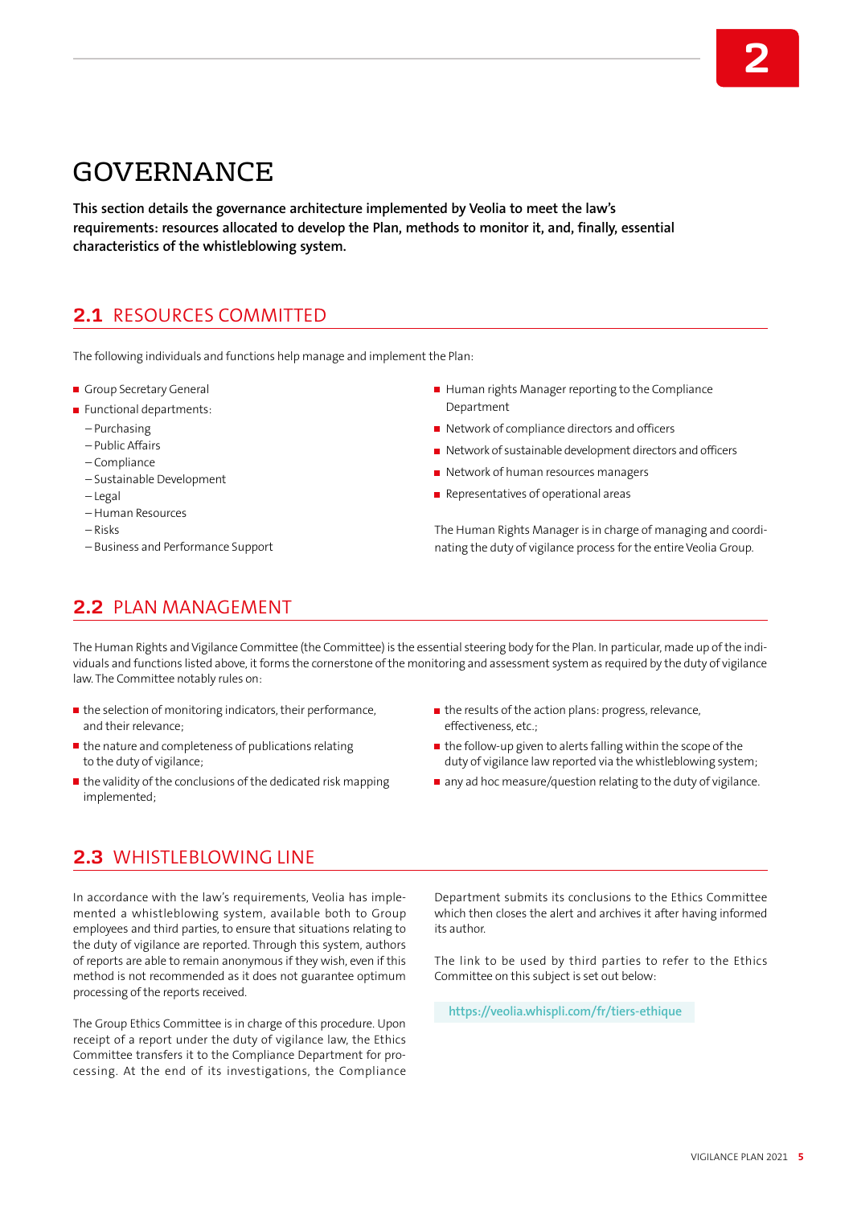# GOVERNANCE

**This section details the governance architecture implemented by Veolia to meet the law's requirements: resources allocated to develop the Plan, methods to monitor it, and, finally, essential characteristics of the whistleblowing system.**

## 2.1 RESOURCES COMMITTED

The following individuals and functions help manage and implement the Plan:

- Group Secretary General
- Functional departments:
  - Purchasing
  - Public Affairs
  - Compliance
  - Sustainable Development
  - Legal
  - Human Resources
  - Risks
  - Business and Performance Support
- Human rights Manager reporting to the Compliance Department
- Network of compliance directors and officers
- Network of sustainable development directors and officers
- Network of human resources managers
- Representatives of operational areas

The Human Rights Manager is in charge of managing and coordinating the duty of vigilance process for the entire Veolia Group.

## 2.2 PLAN MANAGEMENT

The Human Rights and Vigilance Committee (the Committee) is the essential steering body for the Plan. In particular, made up of the individuals and functions listed above, it forms the cornerstone of the monitoring and assessment system as required by the duty of vigilance law. The Committee notably rules on:

- the selection of monitoring indicators, their performance, and their relevance;
- the nature and completeness of publications relating to the duty of vigilance;
- the validity of the conclusions of the dedicated risk mapping implemented;
- the results of the action plans: progress, relevance, effectiveness, etc.;
- the follow-up given to alerts falling within the scope of the duty of vigilance law reported via the whistleblowing system;
- any ad hoc measure/question relating to the duty of vigilance.

## 2.3 WHISTLEBLOWING LINE

In accordance with the law's requirements, Veolia has implemented a whistleblowing system, available both to Group employees and third parties, to ensure that situations relating to the duty of vigilance are reported. Through this system, authors of reports are able to remain anonymous if they wish, even if this method is not recommended as it does not guarantee optimum processing of the reports received.

The Group Ethics Committee is in charge of this procedure. Upon receipt of a report under the duty of vigilance law, the Ethics Committee transfers it to the Compliance Department for processing. At the end of its investigations, the Compliance Department submits its conclusions to the Ethics Committee which then closes the alert and archives it after having informed its author.

The link to be used by third parties to refer to the Ethics Committee on this subject is set out below:

https://veolia.whispli.com/fr/tiers-ethique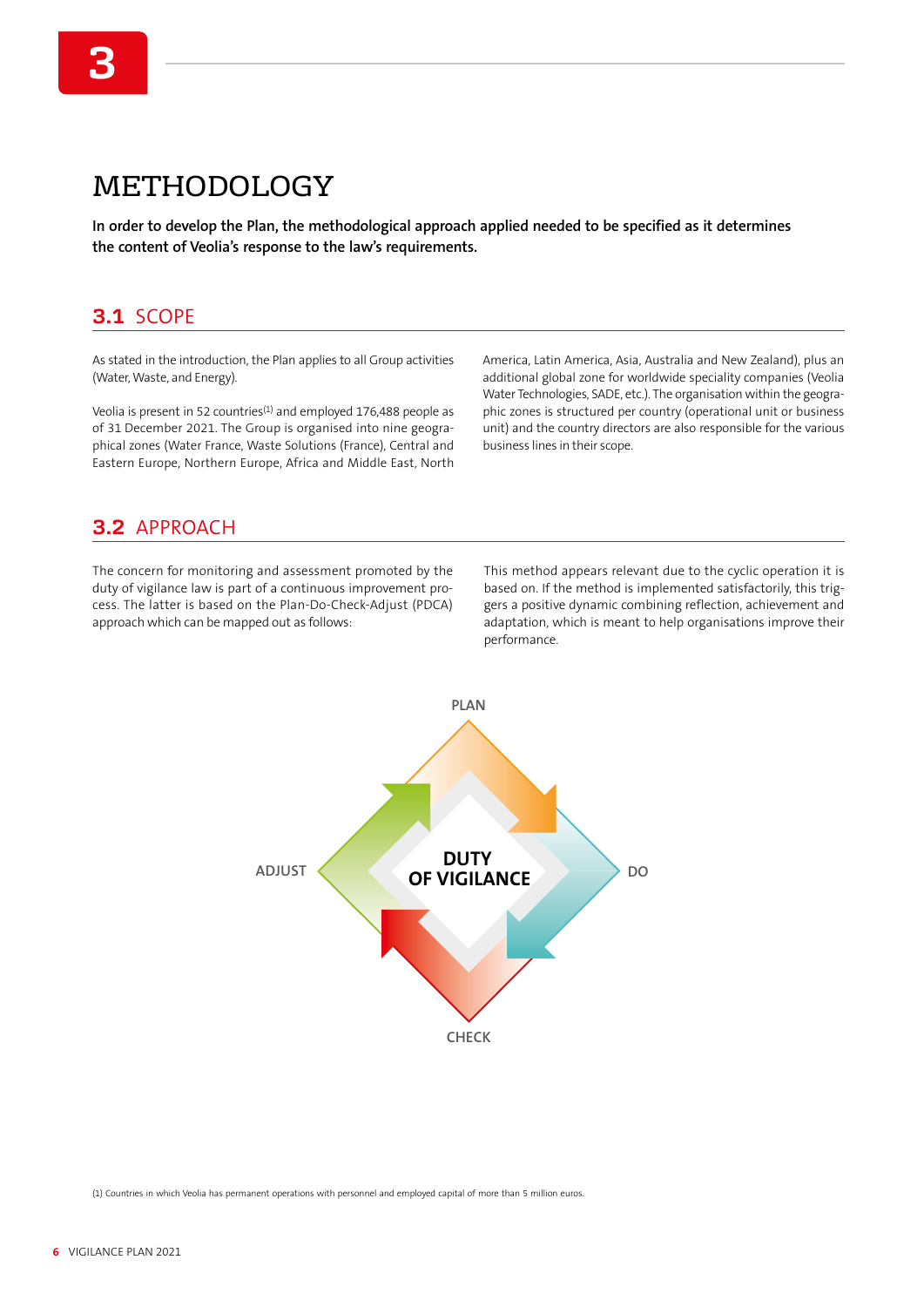# 3

# METHODOLOGY

**In order to develop the Plan, the methodological approach applied needed to be specified as it determines the content of Veolia's response to the law's requirements.**

## 3.1 SCOPE

As stated in the introduction, the Plan applies to all Group activities (Water, Waste, and Energy).

Veolia is present in 52 countries[1] and employed 176,488 people as of 31 December 2021. The Group is organised into nine geographical zones (Water France, Waste Solutions (France), Central and Eastern Europe, Northern Europe, Africa and Middle East, North America, Latin America, Asia, Australia and New Zealand), plus an additional global zone for worldwide speciality companies (Veolia Water Technologies, SADE, etc.). The organisation within the geographic zones is structured per country (operational unit or business unit) and the country directors are also responsible for the various business lines in their scope.

## 3.2 APPROACH

The concern for monitoring and assessment promoted by the duty of vigilance law is part of a continuous improvement process. The latter is based on the Plan-Do-Check-Adjust (PDCA) approach which can be mapped out as follows:

This method appears relevant due to the cyclic operation it is based on. If the method is implemented satisfactorily, this triggers a positive dynamic combining reflection, achievement and adaptation, which is meant to help organisations improve their performance.

PLAN

DO

CHECK

ADJUST

**DUTY OF VIGILANCE**

(1) Countries in which Veolia has permanent operations with personnel and employed capital of more than 5 million euros.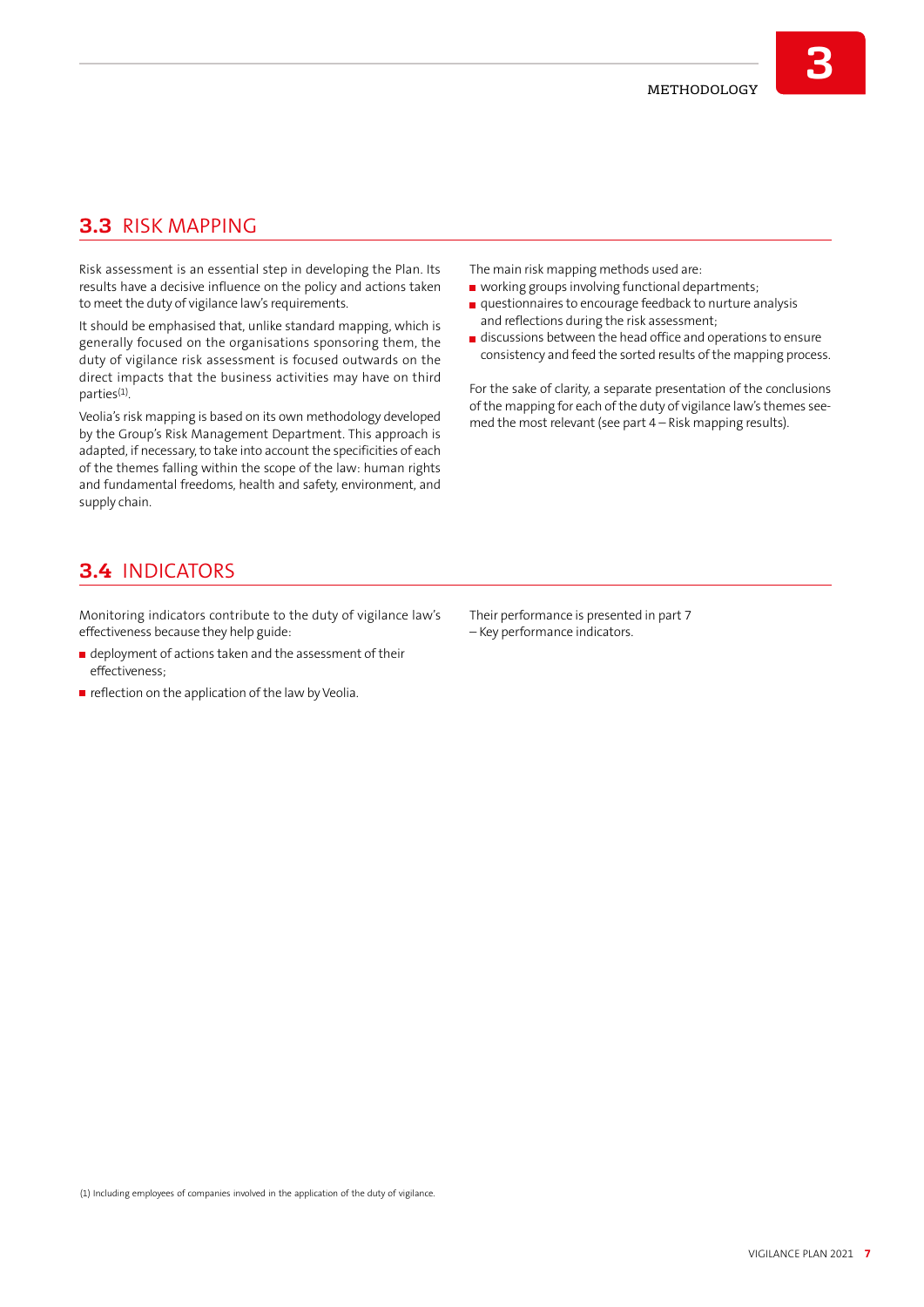## 3.3 RISK MAPPING

Risk assessment is an essential step in developing the Plan. Its results have a decisive influence on the policy and actions taken to meet the duty of vigilance law's requirements.

It should be emphasised that, unlike standard mapping, which is generally focused on the organisations sponsoring them, the duty of vigilance risk assessment is focused outwards on the direct impacts that the business activities may have on third parties[1].

Veolia's risk mapping is based on its own methodology developed by the Group's Risk Management Department. This approach is adapted, if necessary, to take into account the specificities of each of the themes falling within the scope of the law: human rights and fundamental freedoms, health and safety, environment, and supply chain.

The main risk mapping methods used are:

- working groups involving functional departments;
- questionnaires to encourage feedback to nurture analysis and reflections during the risk assessment;
- discussions between the head office and operations to ensure consistency and feed the sorted results of the mapping process.

For the sake of clarity, a separate presentation of the conclusions of the mapping for each of the duty of vigilance law's themes seemed the most relevant (see part 4 – Risk mapping results).

## 3.4 INDICATORS

Monitoring indicators contribute to the duty of vigilance law's effectiveness because they help guide:

- deployment of actions taken and the assessment of their effectiveness;
- reflection on the application of the law by Veolia.

Their performance is presented in part 7 – Key performance indicators.

(1) Including employees of companies involved in the application of the duty of vigilance.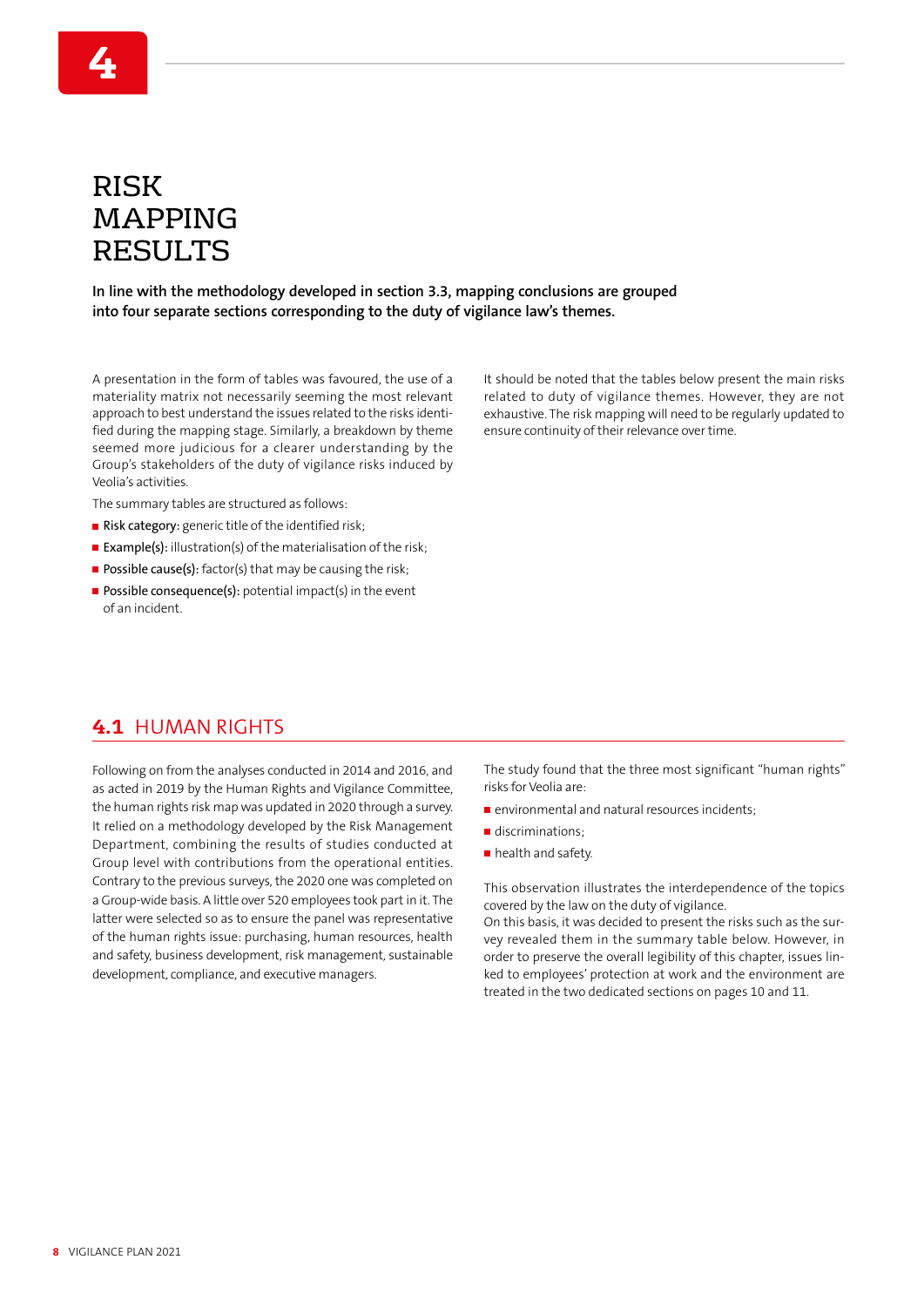# 4

# RISK MAPPING RESULTS

**In line with the methodology developed in section 3.3, mapping conclusions are grouped into four separate sections corresponding to the duty of vigilance law's themes.**

A presentation in the form of tables was favoured, the use of a materiality matrix not necessarily seeming the most relevant approach to best understand the issues related to the risks identified during the mapping stage. Similarly, a breakdown by theme seemed more judicious for a clearer understanding by the Group's stakeholders of the duty of vigilance risks induced by Veolia's activities.

The summary tables are structured as follows:

- **Risk category:** generic title of the identified risk;
- **Example(s):** illustration(s) of the materialisation of the risk;
- **Possible cause(s):** factor(s) that may be causing the risk;
- **Possible consequence(s):** potential impact(s) in the event of an incident.

It should be noted that the tables below present the main risks related to duty of vigilance themes. However, they are not exhaustive. The risk mapping will need to be regularly updated to ensure continuity of their relevance over time.

## 4.1 HUMAN RIGHTS

Following on from the analyses conducted in 2014 and 2016, and as acted in 2019 by the Human Rights and Vigilance Committee, the human rights risk map was updated in 2020 through a survey. It relied on a methodology developed by the Risk Management Department, combining the results of studies conducted at Group level with contributions from the operational entities. Contrary to the previous surveys, the 2020 one was completed on a Group-wide basis. A little over 520 employees took part in it. The latter were selected so as to ensure the panel was representative of the human rights issue: purchasing, human resources, health and safety, business development, risk management, sustainable development, compliance, and executive managers.

The study found that the three most significant "human rights" risks for Veolia are:

- environmental and natural resources incidents;
- discriminations;
- health and safety.

This observation illustrates the interdependence of the topics covered by the law on the duty of vigilance.
On this basis, it was decided to present the risks such as the survey revealed them in the summary table below. However, in order to preserve the overall legibility of this chapter, issues linked to employees' protection at work and the environment are treated in the two dedicated sections on pages 10 and 11.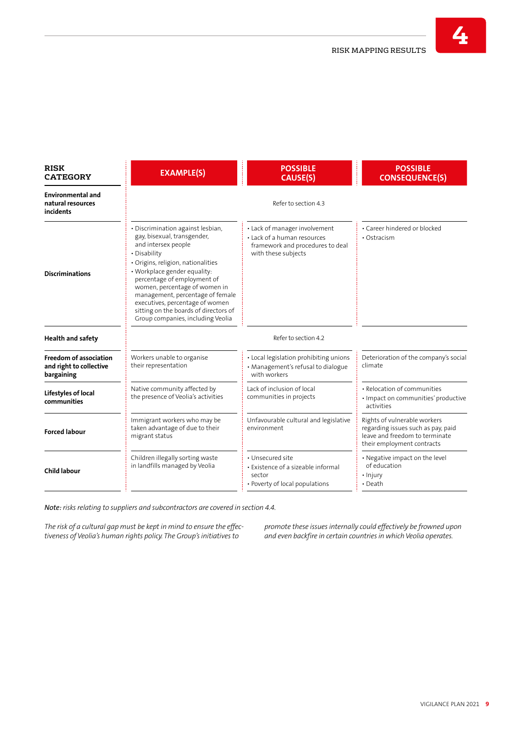| RISK CATEGORY | EXAMPLE(S) | POSSIBLE CAUSE(S) | POSSIBLE CONSEQUENCE(S) |
|---|---|---|---|
| **Environmental and natural resources incidents** | Refer to section 4.3 | | |
| **Discriminations** | • Discrimination against lesbian, gay, bisexual, transgender, and intersex people<br>• Disability<br>• Origins, religion, nationalities<br>• Workplace gender equality: percentage of employment of women, percentage of women in management, percentage of female executives, percentage of women sitting on the boards of directors of Group companies, including Veolia | • Lack of manager involvement<br>• Lack of a human resources framework and procedures to deal with these subjects | • Career hindered or blocked<br>• Ostracism |
| **Health and safety** | Refer to section 4.2 | | |
| **Freedom of association and right to collective bargaining** | Workers unable to organise their representation | • Local legislation prohibiting unions<br>• Management's refusal to dialogue with workers | Deterioration of the company's social climate |
| **Lifestyles of local communities** | Native community affected by the presence of Veolia's activities | Lack of inclusion of local communities in projects | • Relocation of communities<br>• Impact on communities' productive activities |
| **Forced labour** | Immigrant workers who may be taken advantage of due to their migrant status | Unfavourable cultural and legislative environment | Rights of vulnerable workers regarding issues such as pay, paid leave and freedom to terminate their employment contracts |
| **Child labour** | Children illegally sorting waste in landfills managed by Veolia | • Unsecured site<br>• Existence of a sizeable informal sector<br>• Poverty of local populations | • Negative impact on the level of education<br>• Injury<br>• Death |

*Note: risks relating to suppliers and subcontractors are covered in section 4.4.*

*The risk of a cultural gap must be kept in mind to ensure the effectiveness of Veolia's human rights policy. The Group's initiatives to promote these issues internally could effectively be frowned upon and even backfire in certain countries in which Veolia operates.*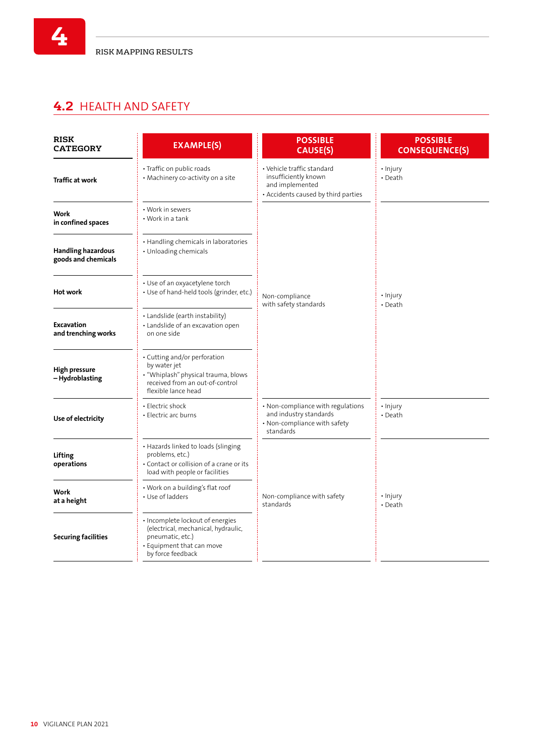## 4.2 HEALTH AND SAFETY

| RISK CATEGORY | EXAMPLE(S) | POSSIBLE CAUSE(S) | POSSIBLE CONSEQUENCE(S) |
|---|---|---|---|
| Traffic at work | • Traffic on public roads<br>• Machinery co-activity on a site | • Vehicle traffic standard insufficiently known and implemented<br>• Accidents caused by third parties | • Injury<br>• Death |
| Work in confined spaces | • Work in sewers<br>• Work in a tank | Non-compliance with safety standards | • Injury<br>• Death |
| Handling hazardous goods and chemicals | • Handling chemicals in laboratories<br>• Unloading chemicals | | |
| Hot work | • Use of an oxyacetylene torch<br>• Use of hand-held tools (grinder, etc.) | | |
| Excavation and trenching works | • Landslide (earth instability)<br>• Landslide of an excavation open on one side | | |
| High pressure – Hydroblasting | • Cutting and/or perforation by water jet<br>• "Whiplash" physical trauma, blows received from an out-of-control flexible lance head | | |
| Use of electricity | • Electric shock<br>• Electric arc burns | • Non-compliance with regulations and industry standards<br>• Non-compliance with safety standards | • Injury<br>• Death |
| Lifting operations | • Hazards linked to loads (slinging problems, etc.)<br>• Contact or collision of a crane or its load with people or facilities | Non-compliance with safety standards | • Injury<br>• Death |
| Work at a height | • Work on a building's flat roof<br>• Use of ladders | | |
| Securing facilities | • Incomplete lockout of energies (electrical, mechanical, hydraulic, pneumatic, etc.)<br>• Equipment that can move by force feedback | | |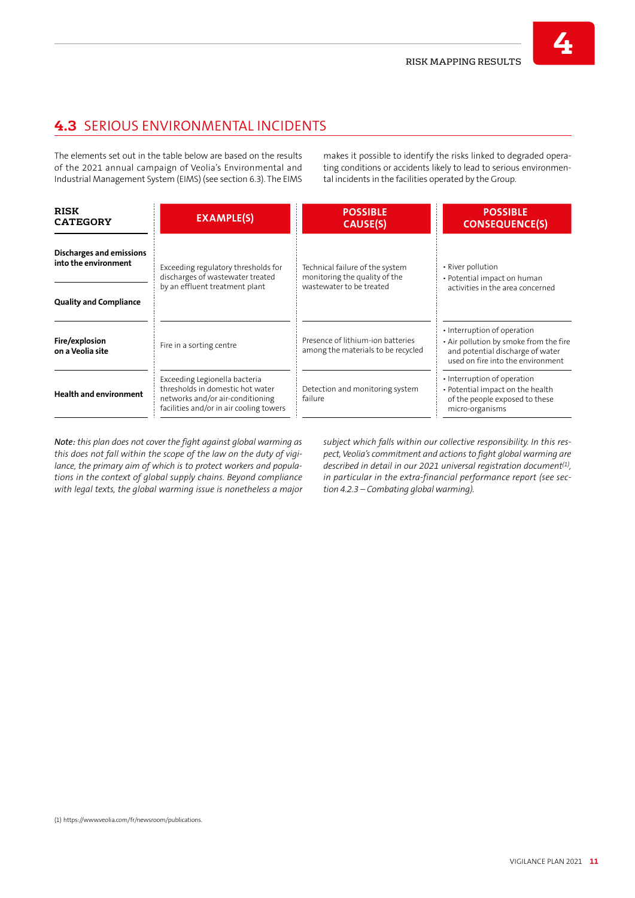## 4.3 SERIOUS ENVIRONMENTAL INCIDENTS

The elements set out in the table below are based on the results of the 2021 annual campaign of Veolia's Environmental and Industrial Management System (EIMS) (see section 6.3). The EIMS makes it possible to identify the risks linked to degraded operating conditions or accidents likely to lead to serious environmental incidents in the facilities operated by the Group.

| RISK CATEGORY | EXAMPLE(S) | POSSIBLE CAUSE(S) | POSSIBLE CONSEQUENCE(S) |
|---|---|---|---|
| **Discharges and emissions into the environment**<br>**Quality and Compliance** | Exceeding regulatory thresholds for discharges of wastewater treated by an effluent treatment plant | Technical failure of the system monitoring the quality of the wastewater to be treated | • River pollution<br>• Potential impact on human activities in the area concerned |
| **Fire/explosion on a Veolia site** | Fire in a sorting centre | Presence of lithium-ion batteries among the materials to be recycled | • Interruption of operation<br>• Air pollution by smoke from the fire and potential discharge of water used on fire into the environment |
| **Health and environment** | Exceeding Legionella bacteria thresholds in domestic hot water networks and/or air-conditioning facilities and/or in air cooling towers | Detection and monitoring system failure | • Interruption of operation<br>• Potential impact on the health of the people exposed to these micro-organisms |

*Note: this plan does not cover the fight against global warming as this does not fall within the scope of the law on the duty of vigilance, the primary aim of which is to protect workers and populations in the context of global supply chains. Beyond compliance with legal texts, the global warming issue is nonetheless a major subject which falls within our collective responsibility. In this respect, Veolia's commitment and actions to fight global warming are described in detail in our 2021 universal registration document[1], in particular in the extra-financial performance report (see section 4.2.3 – Combating global warming).*

(1) https://www.veolia.com/fr/newsroom/publications.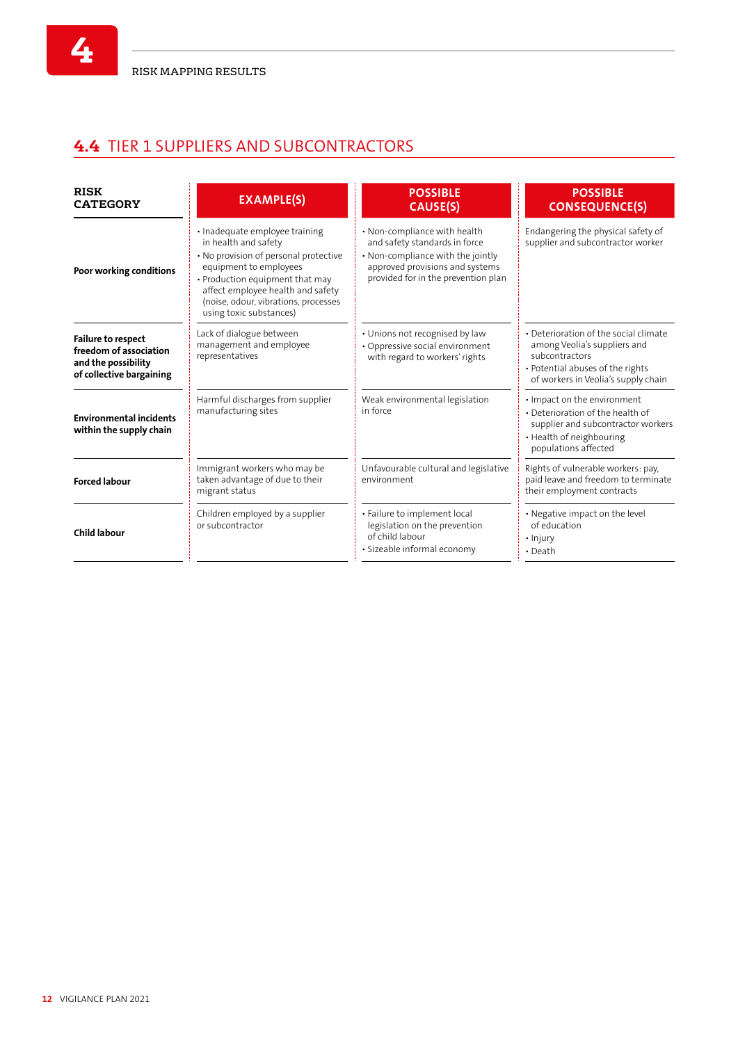## 4.4 TIER 1 SUPPLIERS AND SUBCONTRACTORS

| RISK CATEGORY | EXAMPLE(S) | POSSIBLE CAUSE(S) | POSSIBLE CONSEQUENCE(S) |
|---|---|---|---|
| **Poor working conditions** | • Inadequate employee training in health and safety<br>• No provision of personal protective equipment to employees<br>• Production equipment that may affect employee health and safety (noise, odour, vibrations, processes using toxic substances) | • Non-compliance with health and safety standards in force<br>• Non-compliance with the jointly approved provisions and systems provided for in the prevention plan | Endangering the physical safety of supplier and subcontractor worker |
| **Failure to respect freedom of association and the possibility of collective bargaining** | Lack of dialogue between management and employee representatives | • Unions not recognised by law<br>• Oppressive social environment with regard to workers' rights | • Deterioration of the social climate among Veolia's suppliers and subcontractors<br>• Potential abuses of the rights of workers in Veolia's supply chain |
| **Environmental incidents within the supply chain** | Harmful discharges from supplier manufacturing sites | Weak environmental legislation in force | • Impact on the environment<br>• Deterioration of the health of supplier and subcontractor workers<br>• Health of neighbouring populations affected |
| **Forced labour** | Immigrant workers who may be taken advantage of due to their migrant status | Unfavourable cultural and legislative environment | Rights of vulnerable workers: pay, paid leave and freedom to terminate their employment contracts |
| **Child labour** | Children employed by a supplier or subcontractor | • Failure to implement local legislation on the prevention of child labour<br>• Sizeable informal economy | • Negative impact on the level of education<br>• Injury<br>• Death |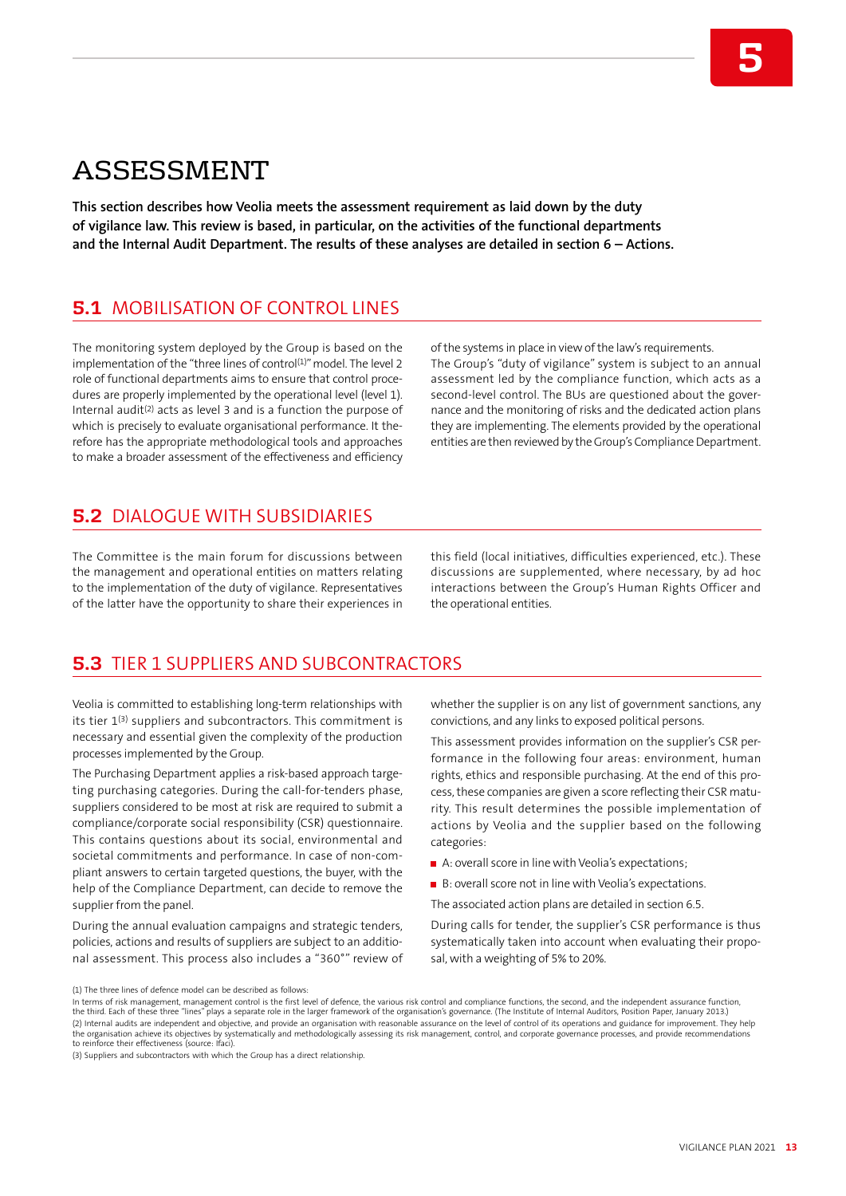# ASSESSMENT

**This section describes how Veolia meets the assessment requirement as laid down by the duty of vigilance law. This review is based, in particular, on the activities of the functional departments and the Internal Audit Department. The results of these analyses are detailed in section 6 – Actions.**

## 5.1 MOBILISATION OF CONTROL LINES

The monitoring system deployed by the Group is based on the implementation of the "three lines of control[1]" model. The level 2 role of functional departments aims to ensure that control procedures are properly implemented by the operational level (level 1). Internal audit[2] acts as level 3 and is a function the purpose of which is precisely to evaluate organisational performance. It therefore has the appropriate methodological tools and approaches to make a broader assessment of the effectiveness and efficiency of the systems in place in view of the law's requirements.

The Group's "duty of vigilance" system is subject to an annual assessment led by the compliance function, which acts as a second-level control. The BUs are questioned about the governance and the monitoring of risks and the dedicated action plans they are implementing. The elements provided by the operational entities are then reviewed by the Group's Compliance Department.

## 5.2 DIALOGUE WITH SUBSIDIARIES

The Committee is the main forum for discussions between the management and operational entities on matters relating to the implementation of the duty of vigilance. Representatives of the latter have the opportunity to share their experiences in this field (local initiatives, difficulties experienced, etc.). These discussions are supplemented, where necessary, by ad hoc interactions between the Group's Human Rights Officer and the operational entities.

## 5.3 TIER 1 SUPPLIERS AND SUBCONTRACTORS

Veolia is committed to establishing long-term relationships with its tier 1[3] suppliers and subcontractors. This commitment is necessary and essential given the complexity of the production processes implemented by the Group.

The Purchasing Department applies a risk-based approach targeting purchasing categories. During the call-for-tenders phase, suppliers considered to be most at risk are required to submit a compliance/corporate social responsibility (CSR) questionnaire. This contains questions about its social, environmental and societal commitments and performance. In case of non-compliant answers to certain targeted questions, the buyer, with the help of the Compliance Department, can decide to remove the supplier from the panel.

During the annual evaluation campaigns and strategic tenders, policies, actions and results of suppliers are subject to an additional assessment. This process also includes a "360°" review of whether the supplier is on any list of government sanctions, any convictions, and any links to exposed political persons.

This assessment provides information on the supplier's CSR performance in the following four areas: environment, human rights, ethics and responsible purchasing. At the end of this process, these companies are given a score reflecting their CSR maturity. This result determines the possible implementation of actions by Veolia and the supplier based on the following categories:

- A: overall score in line with Veolia's expectations;
- B: overall score not in line with Veolia's expectations.

The associated action plans are detailed in section 6.5.

During calls for tender, the supplier's CSR performance is thus systematically taken into account when evaluating their proposal, with a weighting of 5% to 20%.

(1) The three lines of defence model can be described as follows:
In terms of risk management, management control is the first level of defence, the various risk control and compliance functions, the second, and the independent assurance function, the third. Each of these three "lines" plays a separate role in the larger framework of the organisation's governance. (The Institute of Internal Auditors, Position Paper, January 2013.)
(2) Internal audits are independent and objective, and provide an organisation with reasonable assurance on the level of control of its operations and guidance for improvement. They help the organisation achieve its objectives by systematically and methodologically assessing its risk management, control, and corporate governance processes, and provide recommendations to reinforce their effectiveness (source: Ifaci).
(3) Suppliers and subcontractors with which the Group has a direct relationship.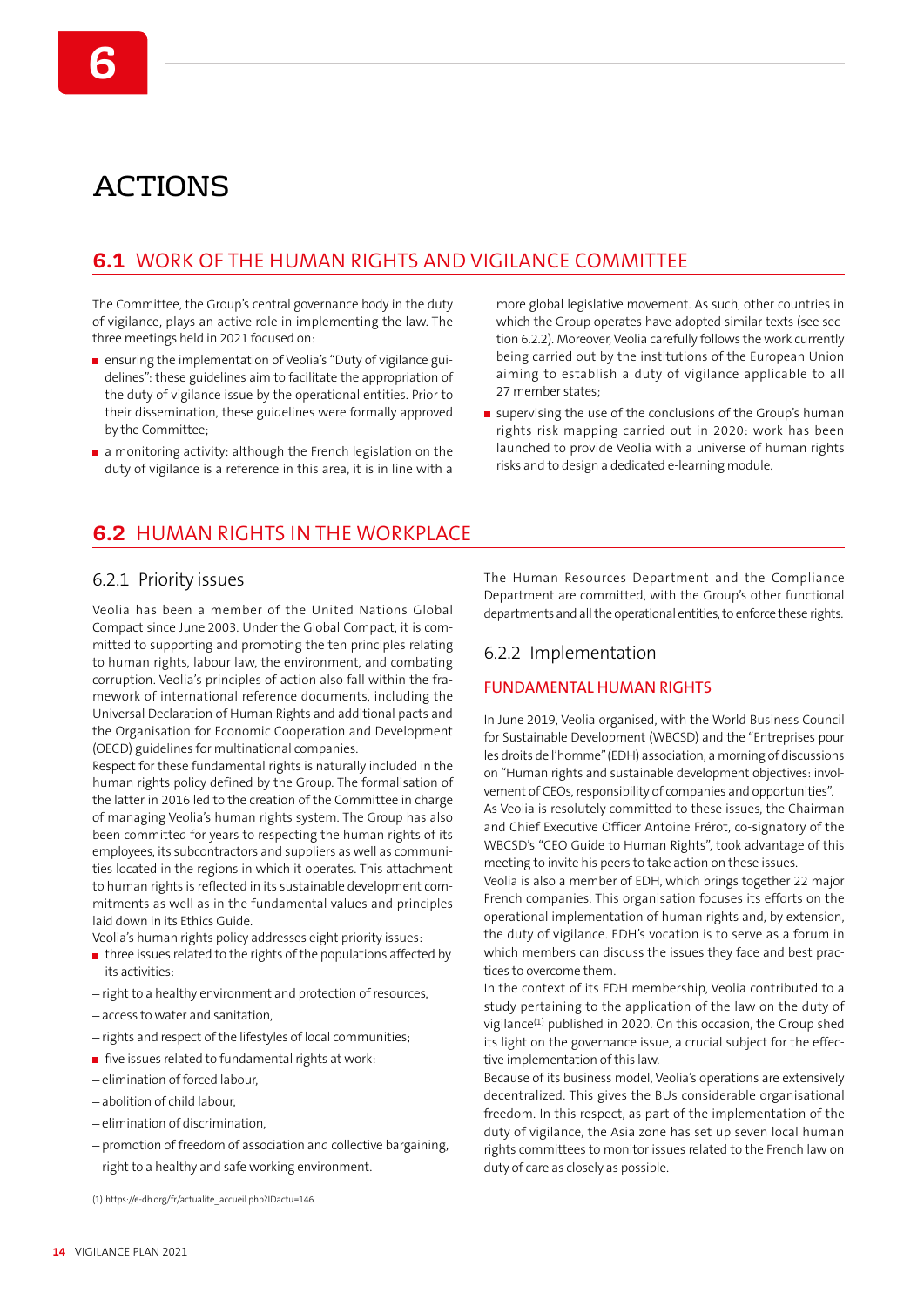# 6 ACTIONS

## 6.1 WORK OF THE HUMAN RIGHTS AND VIGILANCE COMMITTEE

The Committee, the Group's central governance body in the duty of vigilance, plays an active role in implementing the law. The three meetings held in 2021 focused on:

- ensuring the implementation of Veolia's "Duty of vigilance guidelines": these guidelines aim to facilitate the appropriation of the duty of vigilance issue by the operational entities. Prior to their dissemination, these guidelines were formally approved by the Committee;
- a monitoring activity: although the French legislation on the duty of vigilance is a reference in this area, it is in line with a more global legislative movement. As such, other countries in which the Group operates have adopted similar texts (see section 6.2.2). Moreover, Veolia carefully follows the work currently being carried out by the institutions of the European Union aiming to establish a duty of vigilance applicable to all 27 member states;
- supervising the use of the conclusions of the Group's human rights risk mapping carried out in 2020: work has been launched to provide Veolia with a universe of human rights risks and to design a dedicated e-learning module.

## 6.2 HUMAN RIGHTS IN THE WORKPLACE

### 6.2.1 Priority issues

Veolia has been a member of the United Nations Global Compact since June 2003. Under the Global Compact, it is committed to supporting and promoting the ten principles relating to human rights, labour law, the environment, and combating corruption. Veolia's principles of action also fall within the framework of international reference documents, including the Universal Declaration of Human Rights and additional pacts and the Organisation for Economic Cooperation and Development (OECD) guidelines for multinational companies.

Respect for these fundamental rights is naturally included in the human rights policy defined by the Group. The formalisation of the latter in 2016 led to the creation of the Committee in charge of managing Veolia's human rights system. The Group has also been committed for years to respecting the human rights of its employees, its subcontractors and suppliers as well as communities located in the regions in which it operates. This attachment to human rights is reflected in its sustainable development commitments as well as in the fundamental values and principles laid down in its Ethics Guide.

Veolia's human rights policy addresses eight priority issues:

- three issues related to the rights of the populations affected by its activities:
  - right to a healthy environment and protection of resources,
  - access to water and sanitation,
  - rights and respect of the lifestyles of local communities;
- five issues related to fundamental rights at work:
  - elimination of forced labour,
  - abolition of child labour,
  - elimination of discrimination,
  - promotion of freedom of association and collective bargaining,
  - right to a healthy and safe working environment.

The Human Resources Department and the Compliance Department are committed, with the Group's other functional departments and all the operational entities, to enforce these rights.

### 6.2.2 Implementation

#### FUNDAMENTAL HUMAN RIGHTS

In June 2019, Veolia organised, with the World Business Council for Sustainable Development (WBCSD) and the "Entreprises pour les droits de l'homme" (EDH) association, a morning of discussions on "Human rights and sustainable development objectives: involvement of CEOs, responsibility of companies and opportunities".

As Veolia is resolutely committed to these issues, the Chairman and Chief Executive Officer Antoine Frérot, co-signatory of the WBCSD's "CEO Guide to Human Rights", took advantage of this meeting to invite his peers to take action on these issues.

Veolia is also a member of EDH, which brings together 22 major French companies. This organisation focuses its efforts on the operational implementation of human rights and, by extension, the duty of vigilance. EDH's vocation is to serve as a forum in which members can discuss the issues they face and best practices to overcome them.

In the context of its EDH membership, Veolia contributed to a study pertaining to the application of the law on the duty of vigilance[1] published in 2020. On this occasion, the Group shed its light on the governance issue, a crucial subject for the effective implementation of this law.

Because of its business model, Veolia's operations are extensively decentralized. This gives the BUs considerable organisational freedom. In this respect, as part of the implementation of the duty of vigilance, the Asia zone has set up seven local human rights committees to monitor issues related to the French law on duty of care as closely as possible.

(1) https://e-dh.org/fr/actualite_accueil.php?IDactu=146.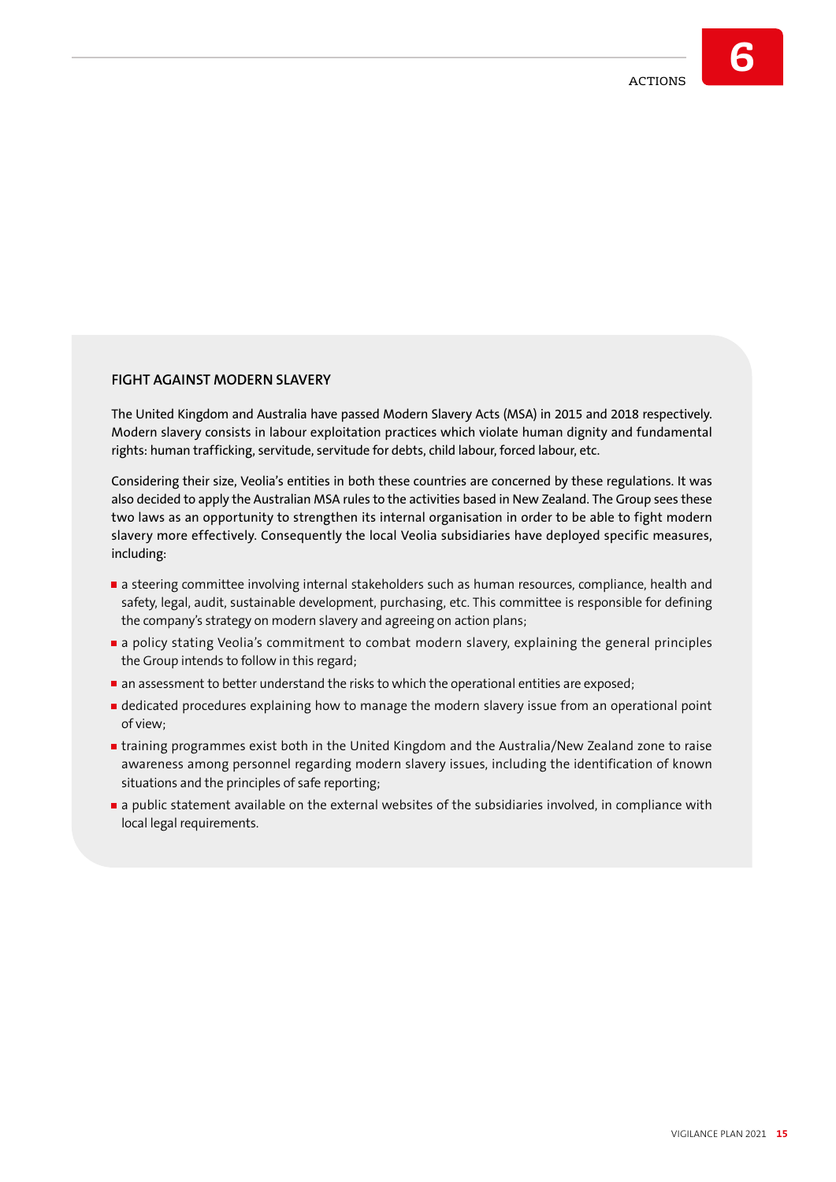## FIGHT AGAINST MODERN SLAVERY

The United Kingdom and Australia have passed Modern Slavery Acts (MSA) in 2015 and 2018 respectively. Modern slavery consists in labour exploitation practices which violate human dignity and fundamental rights: human trafficking, servitude, servitude for debts, child labour, forced labour, etc.

Considering their size, Veolia's entities in both these countries are concerned by these regulations. It was also decided to apply the Australian MSA rules to the activities based in New Zealand. The Group sees these two laws as an opportunity to strengthen its internal organisation in order to be able to fight modern slavery more effectively. Consequently the local Veolia subsidiaries have deployed specific measures, including:

- a steering committee involving internal stakeholders such as human resources, compliance, health and safety, legal, audit, sustainable development, purchasing, etc. This committee is responsible for defining the company's strategy on modern slavery and agreeing on action plans;
- a policy stating Veolia's commitment to combat modern slavery, explaining the general principles the Group intends to follow in this regard;
- an assessment to better understand the risks to which the operational entities are exposed;
- dedicated procedures explaining how to manage the modern slavery issue from an operational point of view;
- training programmes exist both in the United Kingdom and the Australia/New Zealand zone to raise awareness among personnel regarding modern slavery issues, including the identification of known situations and the principles of safe reporting;
- a public statement available on the external websites of the subsidiaries involved, in compliance with local legal requirements.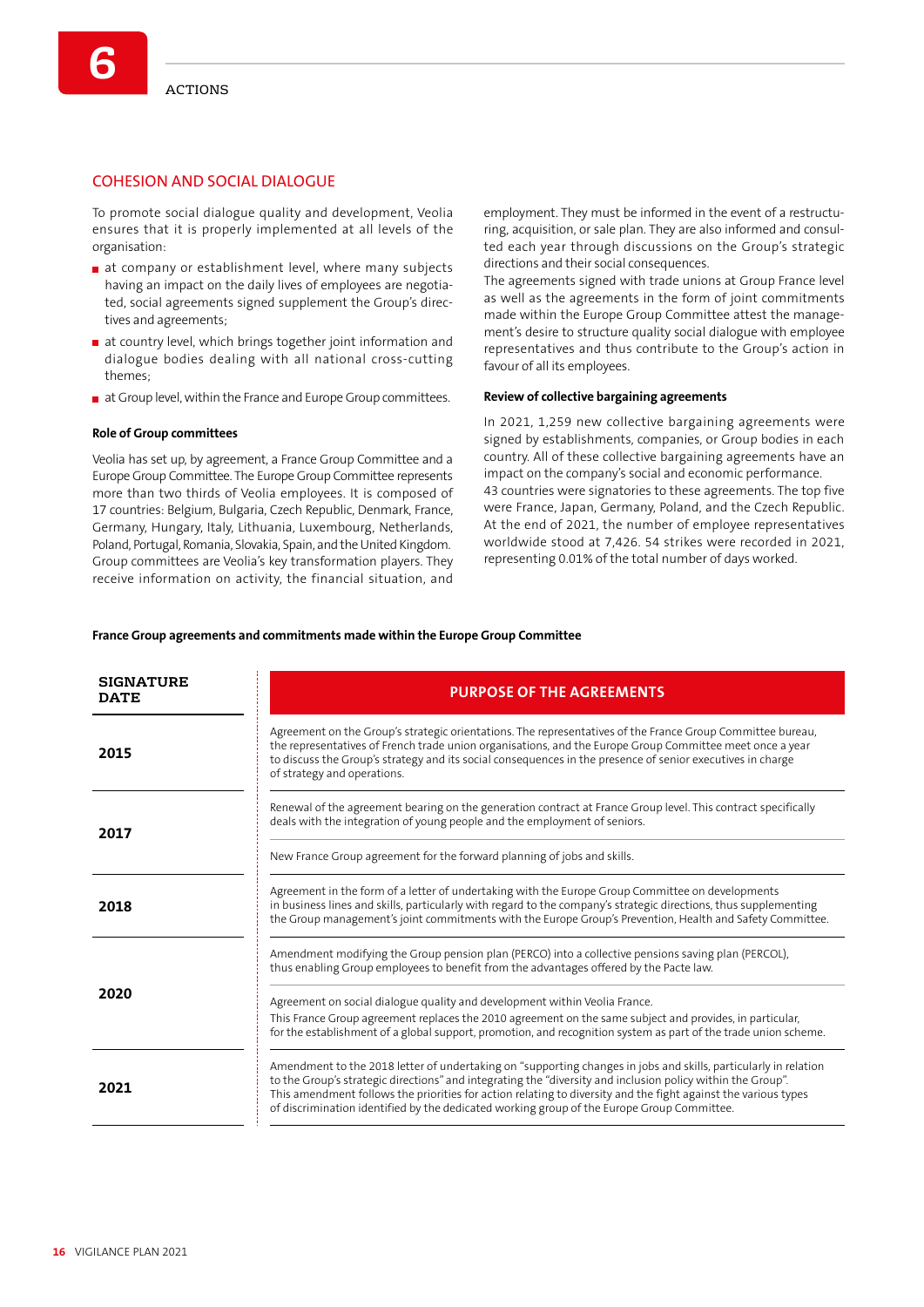## COHESION AND SOCIAL DIALOGUE

To promote social dialogue quality and development, Veolia ensures that it is properly implemented at all levels of the organisation:

- at company or establishment level, where many subjects having an impact on the daily lives of employees are negotiated, social agreements signed supplement the Group's directives and agreements;
- at country level, which brings together joint information and dialogue bodies dealing with all national cross-cutting themes;
- at Group level, within the France and Europe Group committees.

**Role of Group committees**

Veolia has set up, by agreement, a France Group Committee and a Europe Group Committee. The Europe Group Committee represents more than two thirds of Veolia employees. It is composed of 17 countries: Belgium, Bulgaria, Czech Republic, Denmark, France, Germany, Hungary, Italy, Lithuania, Luxembourg, Netherlands, Poland, Portugal, Romania, Slovakia, Spain, and the United Kingdom. Group committees are Veolia's key transformation players. They receive information on activity, the financial situation, and employment. They must be informed in the event of a restructuring, acquisition, or sale plan. They are also informed and consulted each year through discussions on the Group's strategic directions and their social consequences.

The agreements signed with trade unions at Group France level as well as the agreements in the form of joint commitments made within the Europe Group Committee attest the management's desire to structure quality social dialogue with employee representatives and thus contribute to the Group's action in favour of all its employees.

**Review of collective bargaining agreements**

In 2021, 1,259 new collective bargaining agreements were signed by establishments, companies, or Group bodies in each country. All of these collective bargaining agreements have an impact on the company's social and economic performance.

43 countries were signatories to these agreements. The top five were France, Japan, Germany, Poland, and the Czech Republic. At the end of 2021, the number of employee representatives worldwide stood at 7,426. 54 strikes were recorded in 2021, representing 0.01% of the total number of days worked.

**France Group agreements and commitments made within the Europe Group Committee**

| SIGNATURE DATE | PURPOSE OF THE AGREEMENTS |
| --- | --- |
| 2015 | Agreement on the Group's strategic orientations. The representatives of the France Group Committee bureau, the representatives of French trade union organisations, and the Europe Group Committee meet once a year to discuss the Group's strategy and its social consequences in the presence of senior executives in charge of strategy and operations. |
| 2017 | Renewal of the agreement bearing on the generation contract at France Group level. This contract specifically deals with the integration of young people and the employment of seniors. |
| | New France Group agreement for the forward planning of jobs and skills. |
| 2018 | Agreement in the form of a letter of undertaking with the Europe Group Committee on developments in business lines and skills, particularly with regard to the company's strategic directions, thus supplementing the Group management's joint commitments with the Europe Group's Prevention, Health and Safety Committee. |
| 2020 | Amendment modifying the Group pension plan (PERCO) into a collective pensions saving plan (PERCOL), thus enabling Group employees to benefit from the advantages offered by the Pacte law. |
| | Agreement on social dialogue quality and development within Veolia France. This France Group agreement replaces the 2010 agreement on the same subject and provides, in particular, for the establishment of a global support, promotion, and recognition system as part of the trade union scheme. |
| 2021 | Amendment to the 2018 letter of undertaking on "supporting changes in jobs and skills, particularly in relation to the Group's strategic directions" and integrating the "diversity and inclusion policy within the Group". This amendment follows the priorities for action relating to diversity and the fight against the various types of discrimination identified by the dedicated working group of the Europe Group Committee. |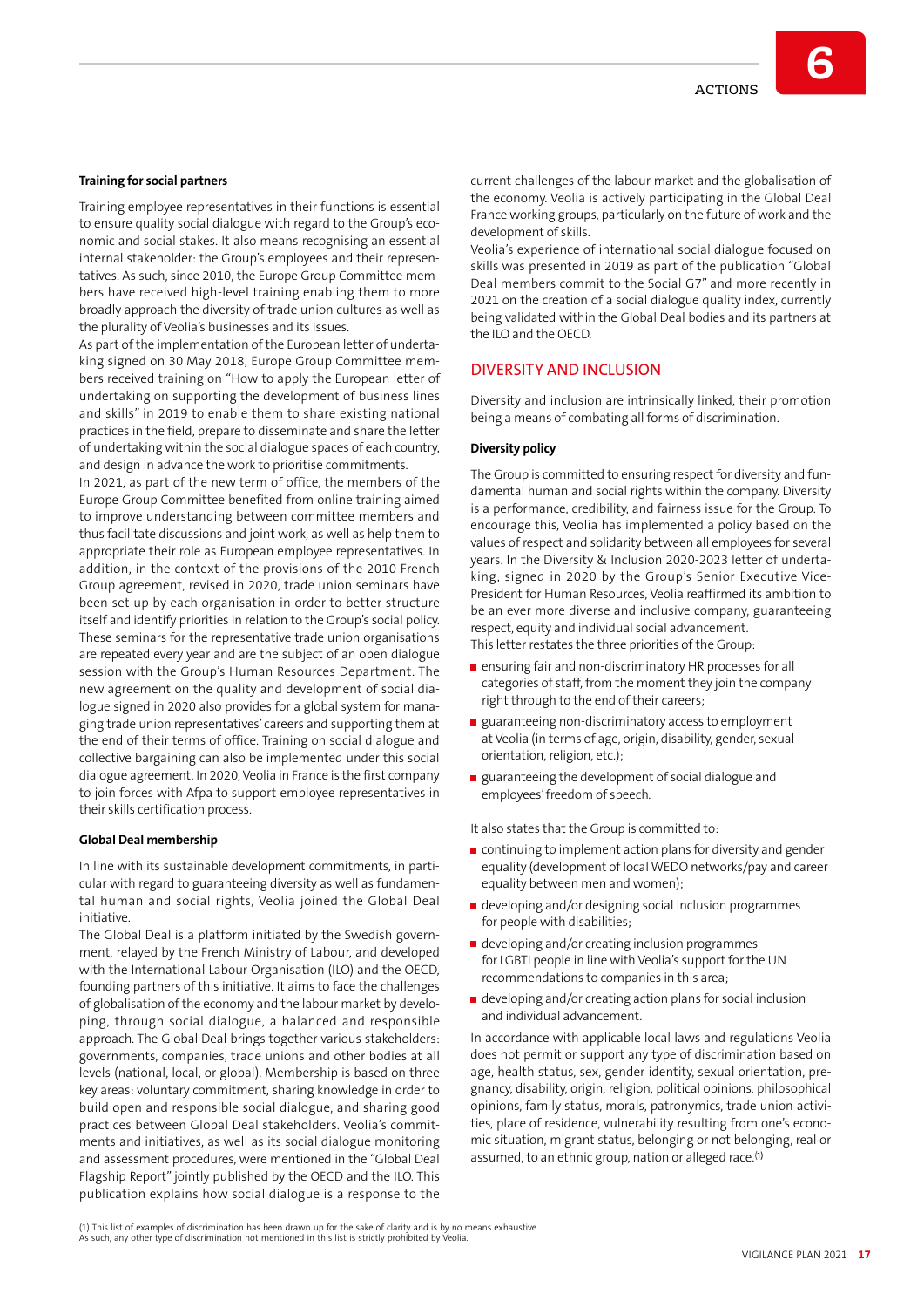#### Training for social partners

Training employee representatives in their functions is essential to ensure quality social dialogue with regard to the Group's economic and social stakes. It also means recognising an essential internal stakeholder: the Group's employees and their representatives. As such, since 2010, the Europe Group Committee members have received high-level training enabling them to more broadly approach the diversity of trade union cultures as well as the plurality of Veolia's businesses and its issues.

As part of the implementation of the European letter of undertaking signed on 30 May 2018, Europe Group Committee members received training on "How to apply the European letter of undertaking on supporting the development of business lines and skills" in 2019 to enable them to share existing national practices in the field, prepare to disseminate and share the letter of undertaking within the social dialogue spaces of each country, and design in advance the work to prioritise commitments.

In 2021, as part of the new term of office, the members of the Europe Group Committee benefited from online training aimed to improve understanding between committee members and thus facilitate discussions and joint work, as well as help them to appropriate their role as European employee representatives. In addition, in the context of the provisions of the 2010 French Group agreement, revised in 2020, trade union seminars have been set up by each organisation in order to better structure itself and identify priorities in relation to the Group's social policy. These seminars for the representative trade union organisations are repeated every year and are the subject of an open dialogue session with the Group's Human Resources Department. The new agreement on the quality and development of social dialogue signed in 2020 also provides for a global system for managing trade union representatives' careers and supporting them at the end of their terms of office. Training on social dialogue and collective bargaining can also be implemented under this social dialogue agreement. In 2020, Veolia in France is the first company to join forces with Afpa to support employee representatives in their skills certification process.

#### Global Deal membership

In line with its sustainable development commitments, in particular with regard to guaranteeing diversity as well as fundamental human and social rights, Veolia joined the Global Deal initiative.

The Global Deal is a platform initiated by the Swedish government, relayed by the French Ministry of Labour, and developed with the International Labour Organisation (ILO) and the OECD, founding partners of this initiative. It aims to face the challenges of globalisation of the economy and the labour market by developing, through social dialogue, a balanced and responsible approach. The Global Deal brings together various stakeholders: governments, companies, trade unions and other bodies at all levels (national, local, or global). Membership is based on three key areas: voluntary commitment, sharing knowledge in order to build open and responsible social dialogue, and sharing good practices between Global Deal stakeholders. Veolia's commitments and initiatives, as well as its social dialogue monitoring and assessment procedures, were mentioned in the "Global Deal Flagship Report" jointly published by the OECD and the ILO. This publication explains how social dialogue is a response to the current challenges of the labour market and the globalisation of the economy. Veolia is actively participating in the Global Deal France working groups, particularly on the future of work and the development of skills.

Veolia's experience of international social dialogue focused on skills was presented in 2019 as part of the publication "Global Deal members commit to the Social G7" and more recently in 2021 on the creation of a social dialogue quality index, currently being validated within the Global Deal bodies and its partners at the ILO and the OECD.

### DIVERSITY AND INCLUSION

Diversity and inclusion are intrinsically linked, their promotion being a means of combating all forms of discrimination.

#### Diversity policy

The Group is committed to ensuring respect for diversity and fundamental human and social rights within the company. Diversity is a performance, credibility, and fairness issue for the Group. To encourage this, Veolia has implemented a policy based on the values of respect and solidarity between all employees for several years. In the Diversity & Inclusion 2020-2023 letter of undertaking, signed in 2020 by the Group's Senior Executive Vice-President for Human Resources, Veolia reaffirmed its ambition to be an ever more diverse and inclusive company, guaranteeing respect, equity and individual social advancement.

This letter restates the three priorities of the Group:

- ensuring fair and non-discriminatory HR processes for all categories of staff, from the moment they join the company right through to the end of their careers;
- guaranteeing non-discriminatory access to employment at Veolia (in terms of age, origin, disability, gender, sexual orientation, religion, etc.);
- guaranteeing the development of social dialogue and employees' freedom of speech.

It also states that the Group is committed to:

- continuing to implement action plans for diversity and gender equality (development of local WEDO networks/pay and career equality between men and women);
- developing and/or designing social inclusion programmes for people with disabilities;
- developing and/or creating inclusion programmes for LGBTI people in line with Veolia's support for the UN recommendations to companies in this area;
- developing and/or creating action plans for social inclusion and individual advancement.

In accordance with applicable local laws and regulations Veolia does not permit or support any type of discrimination based on age, health status, sex, gender identity, sexual orientation, pregnancy, disability, origin, religion, political opinions, philosophical opinions, family status, morals, patronymics, trade union activities, place of residence, vulnerability resulting from one's economic situation, migrant status, belonging or not belonging, real or assumed, to an ethnic group, nation or alleged race.[1]

(1) This list of examples of discrimination has been drawn up for the sake of clarity and is by no means exhaustive. As such, any other type of discrimination not mentioned in this list is strictly prohibited by Veolia.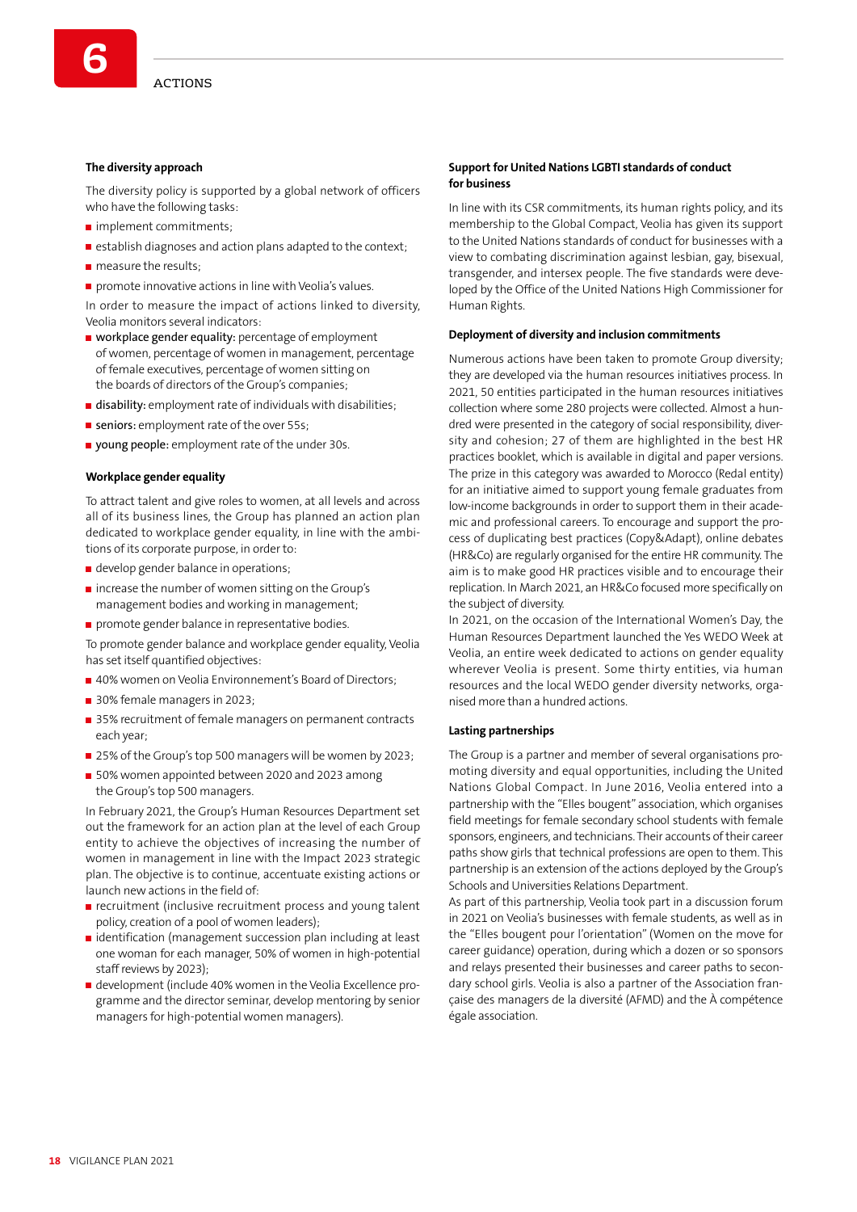### The diversity approach

The diversity policy is supported by a global network of officers who have the following tasks:

- implement commitments;
- establish diagnoses and action plans adapted to the context;
- measure the results;
- promote innovative actions in line with Veolia's values.

In order to measure the impact of actions linked to diversity, Veolia monitors several indicators:

- **workplace gender equality:** percentage of employment of women, percentage of women in management, percentage of female executives, percentage of women sitting on the boards of directors of the Group's companies;
- **disability:** employment rate of individuals with disabilities;
- **seniors:** employment rate of the over 55s;
- **young people:** employment rate of the under 30s.

### Workplace gender equality

To attract talent and give roles to women, at all levels and across all of its business lines, the Group has planned an action plan dedicated to workplace gender equality, in line with the ambitions of its corporate purpose, in order to:

- develop gender balance in operations;
- increase the number of women sitting on the Group's management bodies and working in management;
- promote gender balance in representative bodies.

To promote gender balance and workplace gender equality, Veolia has set itself quantified objectives:

- 40% women on Veolia Environnement's Board of Directors;
- 30% female managers in 2023;
- 35% recruitment of female managers on permanent contracts each year;
- 25% of the Group's top 500 managers will be women by 2023;
- 50% women appointed between 2020 and 2023 among the Group's top 500 managers.

In February 2021, the Group's Human Resources Department set out the framework for an action plan at the level of each Group entity to achieve the objectives of increasing the number of women in management in line with the Impact 2023 strategic plan. The objective is to continue, accentuate existing actions or launch new actions in the field of:

- recruitment (inclusive recruitment process and young talent policy, creation of a pool of women leaders);
- identification (management succession plan including at least one woman for each manager, 50% of women in high-potential staff reviews by 2023);
- development (include 40% women in the Veolia Excellence programme and the director seminar, develop mentoring by senior managers for high-potential women managers).

### Support for United Nations LGBTI standards of conduct for business

In line with its CSR commitments, its human rights policy, and its membership to the Global Compact, Veolia has given its support to the United Nations standards of conduct for businesses with a view to combating discrimination against lesbian, gay, bisexual, transgender, and intersex people. The five standards were developed by the Office of the United Nations High Commissioner for Human Rights.

### Deployment of diversity and inclusion commitments

Numerous actions have been taken to promote Group diversity; they are developed via the human resources initiatives process. In 2021, 50 entities participated in the human resources initiatives collection where some 280 projects were collected. Almost a hundred were presented in the category of social responsibility, diversity and cohesion; 27 of them are highlighted in the best HR practices booklet, which is available in digital and paper versions. The prize in this category was awarded to Morocco (Redal entity) for an initiative aimed to support young female graduates from low-income backgrounds in order to support them in their academic and professional careers. To encourage and support the process of duplicating best practices (Copy&Adapt), online debates (HR&Co) are regularly organised for the entire HR community. The aim is to make good HR practices visible and to encourage their replication. In March 2021, an HR&Co focused more specifically on the subject of diversity.

In 2021, on the occasion of the International Women's Day, the Human Resources Department launched the Yes WEDO Week at Veolia, an entire week dedicated to actions on gender equality wherever Veolia is present. Some thirty entities, via human resources and the local WEDO gender diversity networks, organised more than a hundred actions.

### Lasting partnerships

The Group is a partner and member of several organisations promoting diversity and equal opportunities, including the United Nations Global Compact. In June 2016, Veolia entered into a partnership with the "Elles bougent" association, which organises field meetings for female secondary school students with female sponsors, engineers, and technicians. Their accounts of their career paths show girls that technical professions are open to them. This partnership is an extension of the actions deployed by the Group's Schools and Universities Relations Department.

As part of this partnership, Veolia took part in a discussion forum in 2021 on Veolia's businesses with female students, as well as in the "Elles bougent pour l'orientation" (Women on the move for career guidance) operation, during which a dozen or so sponsors and relays presented their businesses and career paths to secondary school girls. Veolia is also a partner of the Association française des managers de la diversité (AFMD) and the À compétence égale association.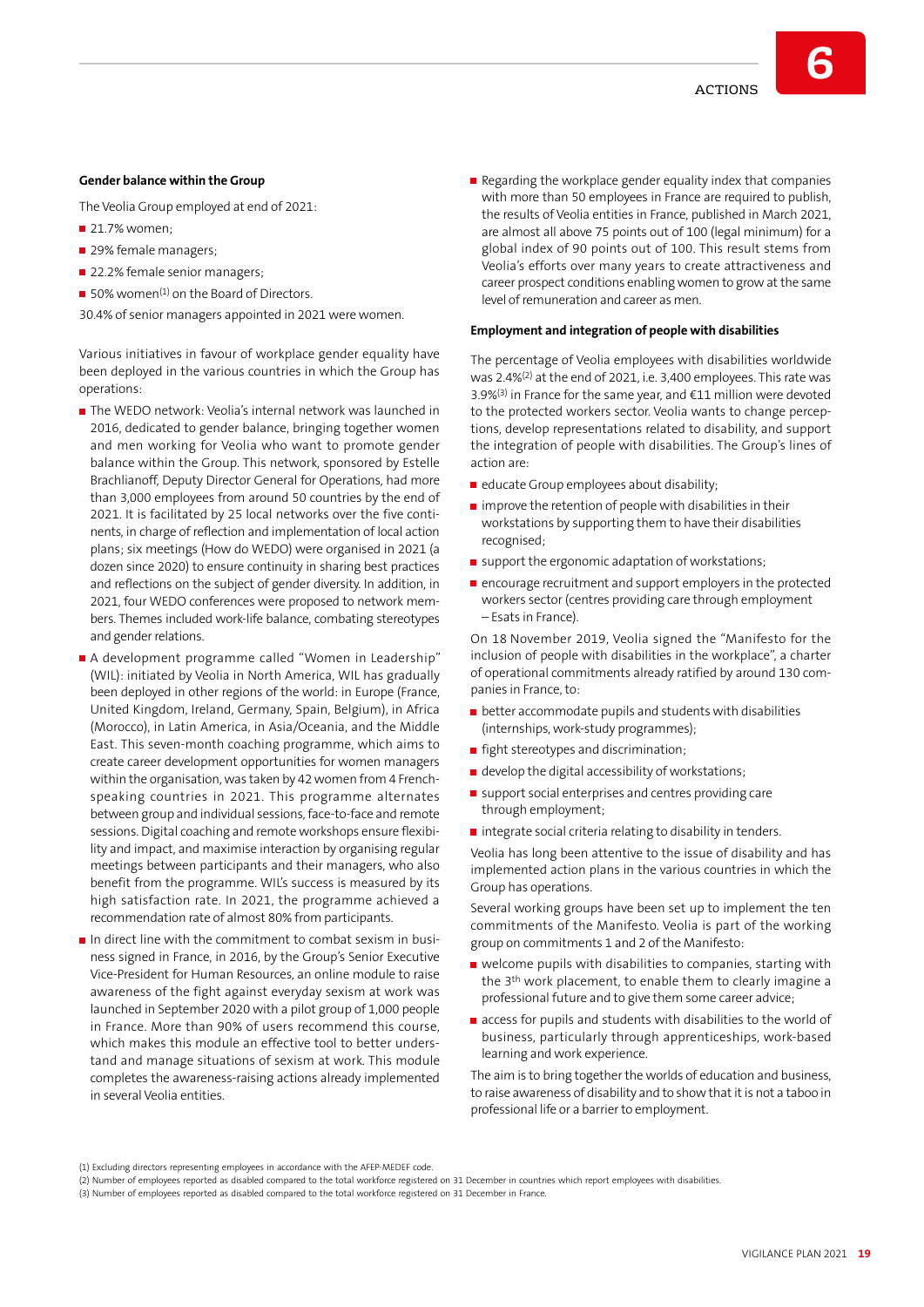**Gender balance within the Group**

The Veolia Group employed at end of 2021:

- 21.7% women;
- 29% female managers;
- 22.2% female senior managers;
- 50% women[1] on the Board of Directors.

30.4% of senior managers appointed in 2021 were women.

Various initiatives in favour of workplace gender equality have been deployed in the various countries in which the Group has operations:

- The WEDO network: Veolia's internal network was launched in 2016, dedicated to gender balance, bringing together women and men working for Veolia who want to promote gender balance within the Group. This network, sponsored by Estelle Brachlianoff, Deputy Director General for Operations, had more than 3,000 employees from around 50 countries by the end of 2021. It is facilitated by 25 local networks over the five continents, in charge of reflection and implementation of local action plans; six meetings (How do WEDO) were organised in 2021 (a dozen since 2020) to ensure continuity in sharing best practices and reflections on the subject of gender diversity. In addition, in 2021, four WEDO conferences were proposed to network members. Themes included work-life balance, combating stereotypes and gender relations.
- A development programme called "Women in Leadership" (WIL): initiated by Veolia in North America, WIL has gradually been deployed in other regions of the world: in Europe (France, United Kingdom, Ireland, Germany, Spain, Belgium), in Africa (Morocco), in Latin America, in Asia/Oceania, and the Middle East. This seven-month coaching programme, which aims to create career development opportunities for women managers within the organisation, was taken by 42 women from 4 French-speaking countries in 2021. This programme alternates between group and individual sessions, face-to-face and remote sessions. Digital coaching and remote workshops ensure flexibility and impact, and maximise interaction by organising regular meetings between participants and their managers, who also benefit from the programme. WIL's success is measured by its high satisfaction rate. In 2021, the programme achieved a recommendation rate of almost 80% from participants.
- In direct line with the commitment to combat sexism in business signed in France, in 2016, by the Group's Senior Executive Vice-President for Human Resources, an online module to raise awareness of the fight against everyday sexism at work was launched in September 2020 with a pilot group of 1,000 people in France. More than 90% of users recommend this course, which makes this module an effective tool to better understand and manage situations of sexism at work. This module completes the awareness-raising actions already implemented in several Veolia entities.
- Regarding the workplace gender equality index that companies with more than 50 employees in France are required to publish, the results of Veolia entities in France, published in March 2021, are almost all above 75 points out of 100 (legal minimum) for a global index of 90 points out of 100. This result stems from Veolia's efforts over many years to create attractiveness and career prospect conditions enabling women to grow at the same level of remuneration and career as men.

**Employment and integration of people with disabilities**

The percentage of Veolia employees with disabilities worldwide was 2.4%[2] at the end of 2021, i.e. 3,400 employees. This rate was 3.9%[3] in France for the same year, and €11 million were devoted to the protected workers sector. Veolia wants to change perceptions, develop representations related to disability, and support the integration of people with disabilities. The Group's lines of action are:

- educate Group employees about disability;
- improve the retention of people with disabilities in their workstations by supporting them to have their disabilities recognised;
- support the ergonomic adaptation of workstations;
- encourage recruitment and support employers in the protected workers sector (centres providing care through employment – Esats in France).

On 18 November 2019, Veolia signed the "Manifesto for the inclusion of people with disabilities in the workplace", a charter of operational commitments already ratified by around 130 companies in France, to:

- better accommodate pupils and students with disabilities (internships, work-study programmes);
- fight stereotypes and discrimination;
- develop the digital accessibility of workstations;
- support social enterprises and centres providing care through employment;
- integrate social criteria relating to disability in tenders.

Veolia has long been attentive to the issue of disability and has implemented action plans in the various countries in which the Group has operations.

Several working groups have been set up to implement the ten commitments of the Manifesto. Veolia is part of the working group on commitments 1 and 2 of the Manifesto:

- welcome pupils with disabilities to companies, starting with the 3rd work placement, to enable them to clearly imagine a professional future and to give them some career advice;
- access for pupils and students with disabilities to the world of business, particularly through apprenticeships, work-based learning and work experience.

The aim is to bring together the worlds of education and business, to raise awareness of disability and to show that it is not a taboo in professional life or a barrier to employment.

(1) Excluding directors representing employees in accordance with the AFEP-MEDEF code.
(2) Number of employees reported as disabled compared to the total workforce registered on 31 December in countries which report employees with disabilities.
(3) Number of employees reported as disabled compared to the total workforce registered on 31 December in France.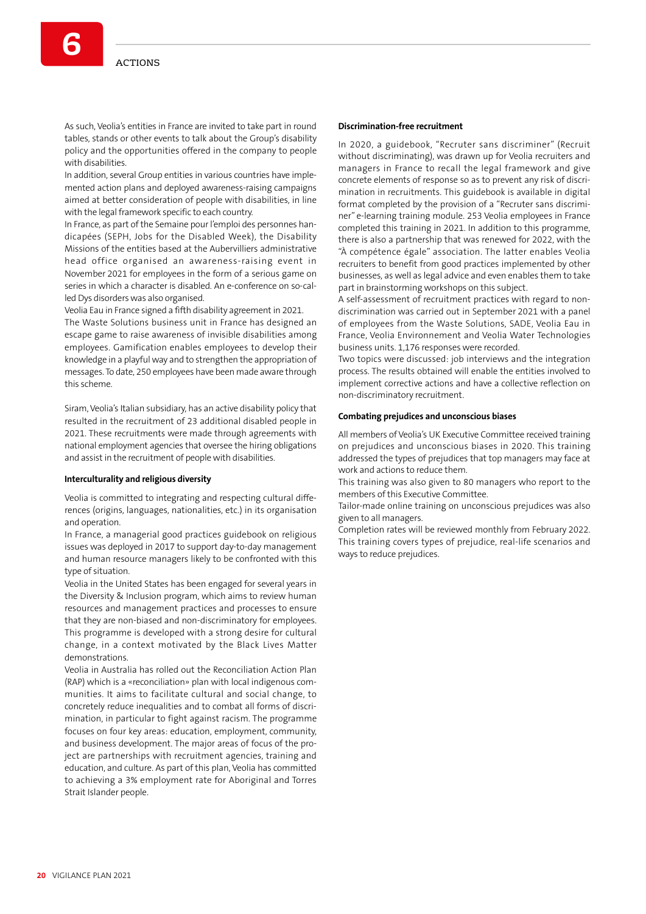As such, Veolia's entities in France are invited to take part in round tables, stands or other events to talk about the Group's disability policy and the opportunities offered in the company to people with disabilities.

In addition, several Group entities in various countries have implemented action plans and deployed awareness-raising campaigns aimed at better consideration of people with disabilities, in line with the legal framework specific to each country.

In France, as part of the Semaine pour l'emploi des personnes handicapées (SEPH, Jobs for the Disabled Week), the Disability Missions of the entities based at the Aubervilliers administrative head office organised an awareness-raising event in November 2021 for employees in the form of a serious game on series in which a character is disabled. An e-conference on so-called Dys disorders was also organised.

Veolia Eau in France signed a fifth disability agreement in 2021.

The Waste Solutions business unit in France has designed an escape game to raise awareness of invisible disabilities among employees. Gamification enables employees to develop their knowledge in a playful way and to strengthen the appropriation of messages. To date, 250 employees have been made aware through this scheme.

Siram, Veolia's Italian subsidiary, has an active disability policy that resulted in the recruitment of 23 additional disabled people in 2021. These recruitments were made through agreements with national employment agencies that oversee the hiring obligations and assist in the recruitment of people with disabilities.

**Interculturality and religious diversity**

Veolia is committed to integrating and respecting cultural differences (origins, languages, nationalities, etc.) in its organisation and operation.

In France, a managerial good practices guidebook on religious issues was deployed in 2017 to support day-to-day management and human resource managers likely to be confronted with this type of situation.

Veolia in the United States has been engaged for several years in the Diversity & Inclusion program, which aims to review human resources and management practices and processes to ensure that they are non-biased and non-discriminatory for employees. This programme is developed with a strong desire for cultural change, in a context motivated by the Black Lives Matter demonstrations.

Veolia in Australia has rolled out the Reconciliation Action Plan (RAP) which is a «reconciliation» plan with local indigenous communities. It aims to facilitate cultural and social change, to concretely reduce inequalities and to combat all forms of discrimination, in particular to fight against racism. The programme focuses on four key areas: education, employment, community, and business development. The major areas of focus of the project are partnerships with recruitment agencies, training and education, and culture. As part of this plan, Veolia has committed to achieving a 3% employment rate for Aboriginal and Torres Strait Islander people.

**Discrimination-free recruitment**

In 2020, a guidebook, "Recruter sans discriminer" (Recruit without discriminating), was drawn up for Veolia recruiters and managers in France to recall the legal framework and give concrete elements of response so as to prevent any risk of discrimination in recruitments. This guidebook is available in digital format completed by the provision of a "Recruter sans discriminer" e-learning training module. 253 Veolia employees in France completed this training in 2021. In addition to this programme, there is also a partnership that was renewed for 2022, with the "À compétence égale" association. The latter enables Veolia recruiters to benefit from good practices implemented by other businesses, as well as legal advice and even enables them to take part in brainstorming workshops on this subject.

A self-assessment of recruitment practices with regard to non-discrimination was carried out in September 2021 with a panel of employees from the Waste Solutions, SADE, Veolia Eau in France, Veolia Environnement and Veolia Water Technologies business units. 1,176 responses were recorded.

Two topics were discussed: job interviews and the integration process. The results obtained will enable the entities involved to implement corrective actions and have a collective reflection on non-discriminatory recruitment.

**Combating prejudices and unconscious biases**

All members of Veolia's UK Executive Committee received training on prejudices and unconscious biases in 2020. This training addressed the types of prejudices that top managers may face at work and actions to reduce them.

This training was also given to 80 managers who report to the members of this Executive Committee.

Tailor-made online training on unconscious prejudices was also given to all managers.

Completion rates will be reviewed monthly from February 2022. This training covers types of prejudice, real-life scenarios and ways to reduce prejudices.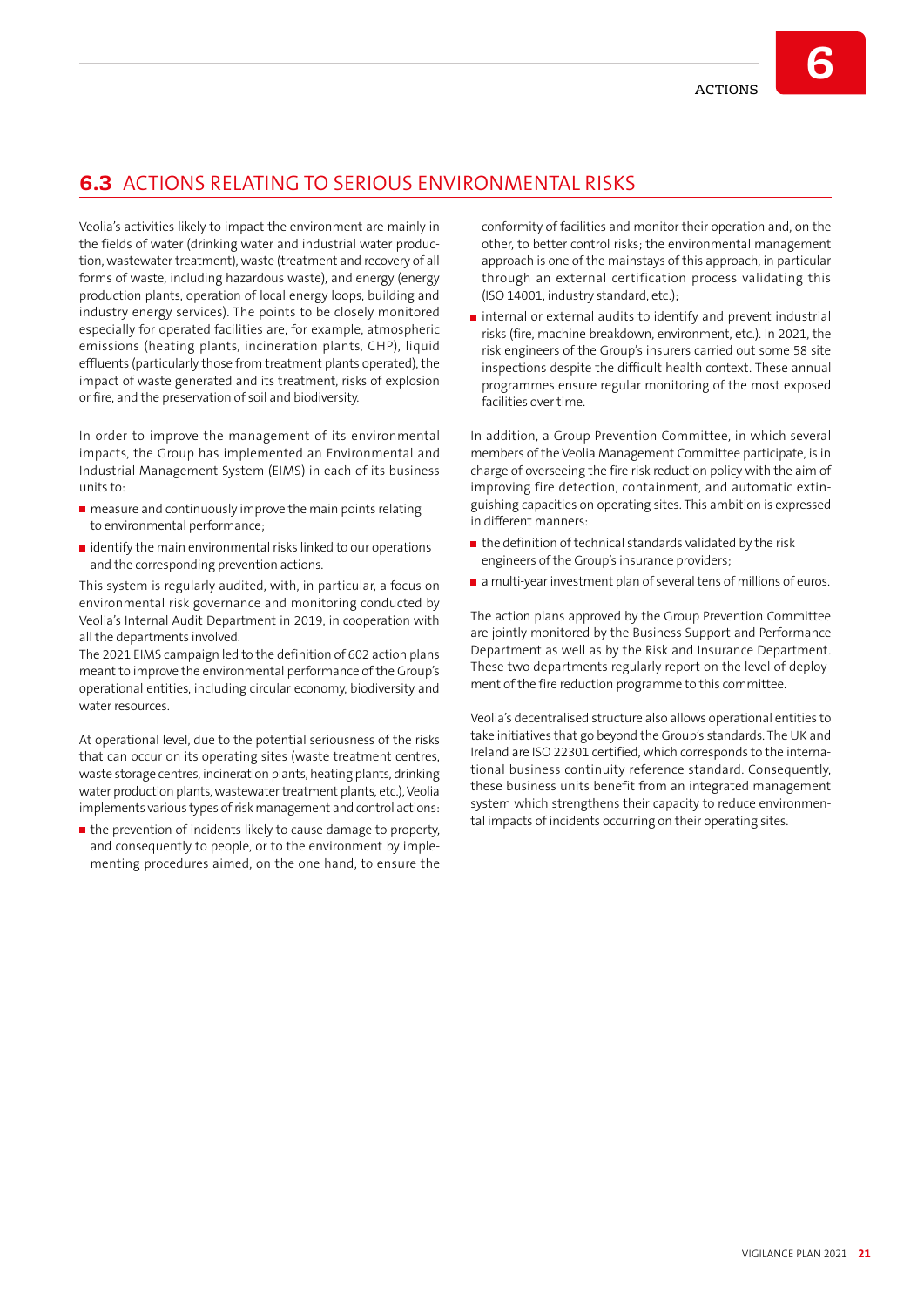## 6.3 ACTIONS RELATING TO SERIOUS ENVIRONMENTAL RISKS

Veolia's activities likely to impact the environment are mainly in the fields of water (drinking water and industrial water production, wastewater treatment), waste (treatment and recovery of all forms of waste, including hazardous waste), and energy (energy production plants, operation of local energy loops, building and industry energy services). The points to be closely monitored especially for operated facilities are, for example, atmospheric emissions (heating plants, incineration plants, CHP), liquid effluents (particularly those from treatment plants operated), the impact of waste generated and its treatment, risks of explosion or fire, and the preservation of soil and biodiversity.

In order to improve the management of its environmental impacts, the Group has implemented an Environmental and Industrial Management System (EIMS) in each of its business units to:

- measure and continuously improve the main points relating to environmental performance;
- identify the main environmental risks linked to our operations and the corresponding prevention actions.

This system is regularly audited, with, in particular, a focus on environmental risk governance and monitoring conducted by Veolia's Internal Audit Department in 2019, in cooperation with all the departments involved.

The 2021 EIMS campaign led to the definition of 602 action plans meant to improve the environmental performance of the Group's operational entities, including circular economy, biodiversity and water resources.

At operational level, due to the potential seriousness of the risks that can occur on its operating sites (waste treatment centres, waste storage centres, incineration plants, heating plants, drinking water production plants, wastewater treatment plants, etc.), Veolia implements various types of risk management and control actions:

- the prevention of incidents likely to cause damage to property, and consequently to people, or to the environment by implementing procedures aimed, on the one hand, to ensure the conformity of facilities and monitor their operation and, on the other, to better control risks; the environmental management approach is one of the mainstays of this approach, in particular through an external certification process validating this (ISO 14001, industry standard, etc.);
- internal or external audits to identify and prevent industrial risks (fire, machine breakdown, environment, etc.). In 2021, the risk engineers of the Group's insurers carried out some 58 site inspections despite the difficult health context. These annual programmes ensure regular monitoring of the most exposed facilities over time.

In addition, a Group Prevention Committee, in which several members of the Veolia Management Committee participate, is in charge of overseeing the fire risk reduction policy with the aim of improving fire detection, containment, and automatic extinguishing capacities on operating sites. This ambition is expressed in different manners:

- the definition of technical standards validated by the risk engineers of the Group's insurance providers;
- a multi-year investment plan of several tens of millions of euros.

The action plans approved by the Group Prevention Committee are jointly monitored by the Business Support and Performance Department as well as by the Risk and Insurance Department. These two departments regularly report on the level of deployment of the fire reduction programme to this committee.

Veolia's decentralised structure also allows operational entities to take initiatives that go beyond the Group's standards. The UK and Ireland are ISO 22301 certified, which corresponds to the international business continuity reference standard. Consequently, these business units benefit from an integrated management system which strengthens their capacity to reduce environmental impacts of incidents occurring on their operating sites.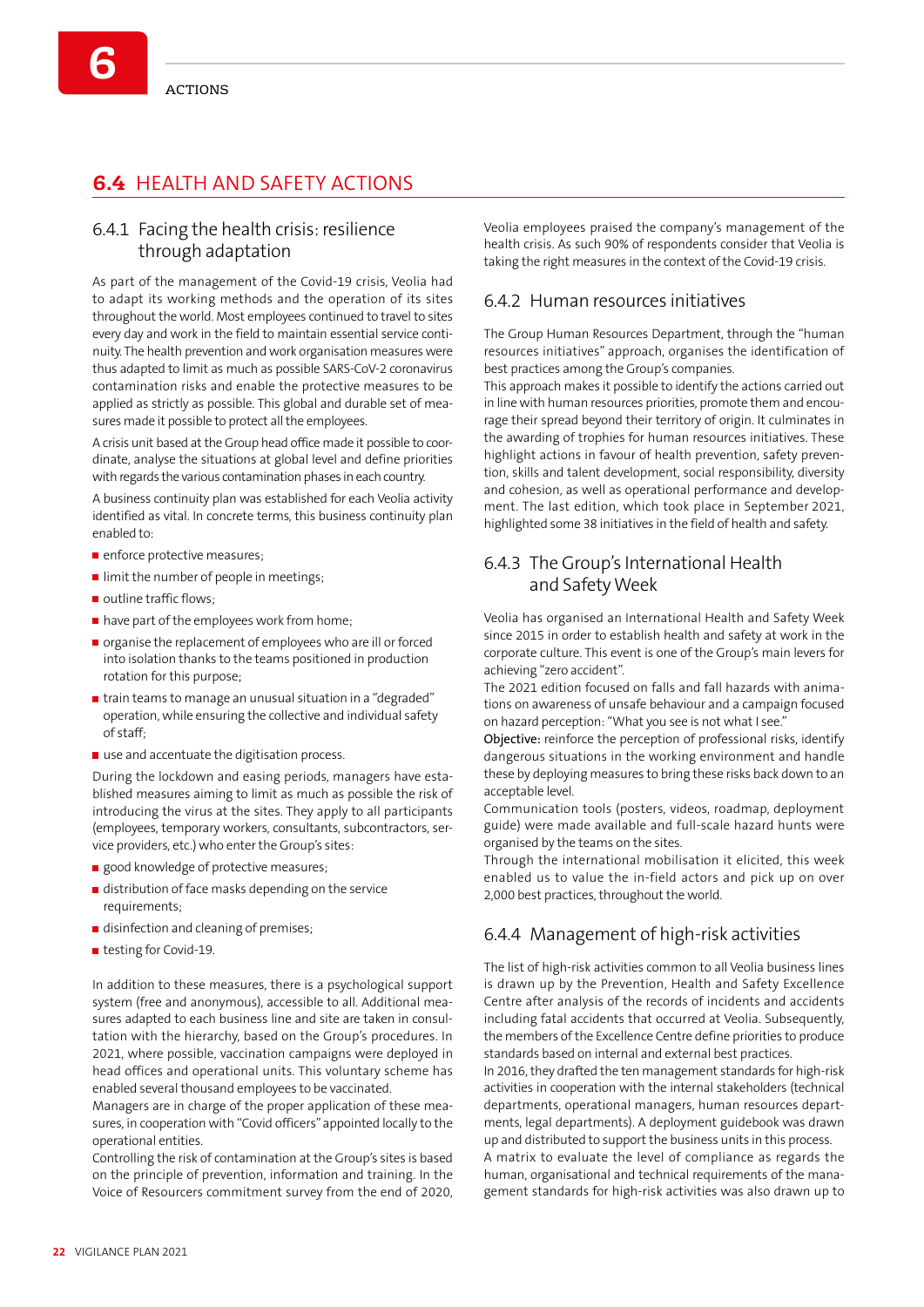## 6.4 HEALTH AND SAFETY ACTIONS

### 6.4.1 Facing the health crisis: resilience through adaptation

As part of the management of the Covid-19 crisis, Veolia had to adapt its working methods and the operation of its sites throughout the world. Most employees continued to travel to sites every day and work in the field to maintain essential service continuity. The health prevention and work organisation measures were thus adapted to limit as much as possible SARS-CoV-2 coronavirus contamination risks and enable the protective measures to be applied as strictly as possible. This global and durable set of measures made it possible to protect all the employees.

A crisis unit based at the Group head office made it possible to coordinate, analyse the situations at global level and define priorities with regards the various contamination phases in each country.

A business continuity plan was established for each Veolia activity identified as vital. In concrete terms, this business continuity plan enabled to:

- enforce protective measures;
- limit the number of people in meetings;
- outline traffic flows;
- have part of the employees work from home;
- organise the replacement of employees who are ill or forced into isolation thanks to the teams positioned in production rotation for this purpose;
- train teams to manage an unusual situation in a "degraded" operation, while ensuring the collective and individual safety of staff;
- use and accentuate the digitisation process.

During the lockdown and easing periods, managers have established measures aiming to limit as much as possible the risk of introducing the virus at the sites. They apply to all participants (employees, temporary workers, consultants, subcontractors, service providers, etc.) who enter the Group's sites:

- good knowledge of protective measures;
- distribution of face masks depending on the service requirements;
- disinfection and cleaning of premises;
- testing for Covid-19.

In addition to these measures, there is a psychological support system (free and anonymous), accessible to all. Additional measures adapted to each business line and site are taken in consultation with the hierarchy, based on the Group's procedures. In 2021, where possible, vaccination campaigns were deployed in head offices and operational units. This voluntary scheme has enabled several thousand employees to be vaccinated.

Managers are in charge of the proper application of these measures, in cooperation with "Covid officers" appointed locally to the operational entities.

Controlling the risk of contamination at the Group's sites is based on the principle of prevention, information and training. In the Voice of Resourcers commitment survey from the end of 2020, Veolia employees praised the company's management of the health crisis. As such 90% of respondents consider that Veolia is taking the right measures in the context of the Covid-19 crisis.

### 6.4.2 Human resources initiatives

The Group Human Resources Department, through the "human resources initiatives" approach, organises the identification of best practices among the Group's companies.

This approach makes it possible to identify the actions carried out in line with human resources priorities, promote them and encourage their spread beyond their territory of origin. It culminates in the awarding of trophies for human resources initiatives. These highlight actions in favour of health prevention, safety prevention, skills and talent development, social responsibility, diversity and cohesion, as well as operational performance and development. The last edition, which took place in September 2021, highlighted some 38 initiatives in the field of health and safety.

### 6.4.3 The Group's International Health and Safety Week

Veolia has organised an International Health and Safety Week since 2015 in order to establish health and safety at work in the corporate culture. This event is one of the Group's main levers for achieving "zero accident".

The 2021 edition focused on falls and fall hazards with animations on awareness of unsafe behaviour and a campaign focused on hazard perception: "What you see is not what I see."

**Objective:** reinforce the perception of professional risks, identify dangerous situations in the working environment and handle these by deploying measures to bring these risks back down to an acceptable level.

Communication tools (posters, videos, roadmap, deployment guide) were made available and full-scale hazard hunts were organised by the teams on the sites.

Through the international mobilisation it elicited, this week enabled us to value the in-field actors and pick up on over 2,000 best practices, throughout the world.

### 6.4.4 Management of high-risk activities

The list of high-risk activities common to all Veolia business lines is drawn up by the Prevention, Health and Safety Excellence Centre after analysis of the records of incidents and accidents including fatal accidents that occurred at Veolia. Subsequently, the members of the Excellence Centre define priorities to produce standards based on internal and external best practices.

In 2016, they drafted the ten management standards for high-risk activities in cooperation with the internal stakeholders (technical departments, operational managers, human resources departments, legal departments). A deployment guidebook was drawn up and distributed to support the business units in this process.

A matrix to evaluate the level of compliance as regards the human, organisational and technical requirements of the management standards for high-risk activities was also drawn up to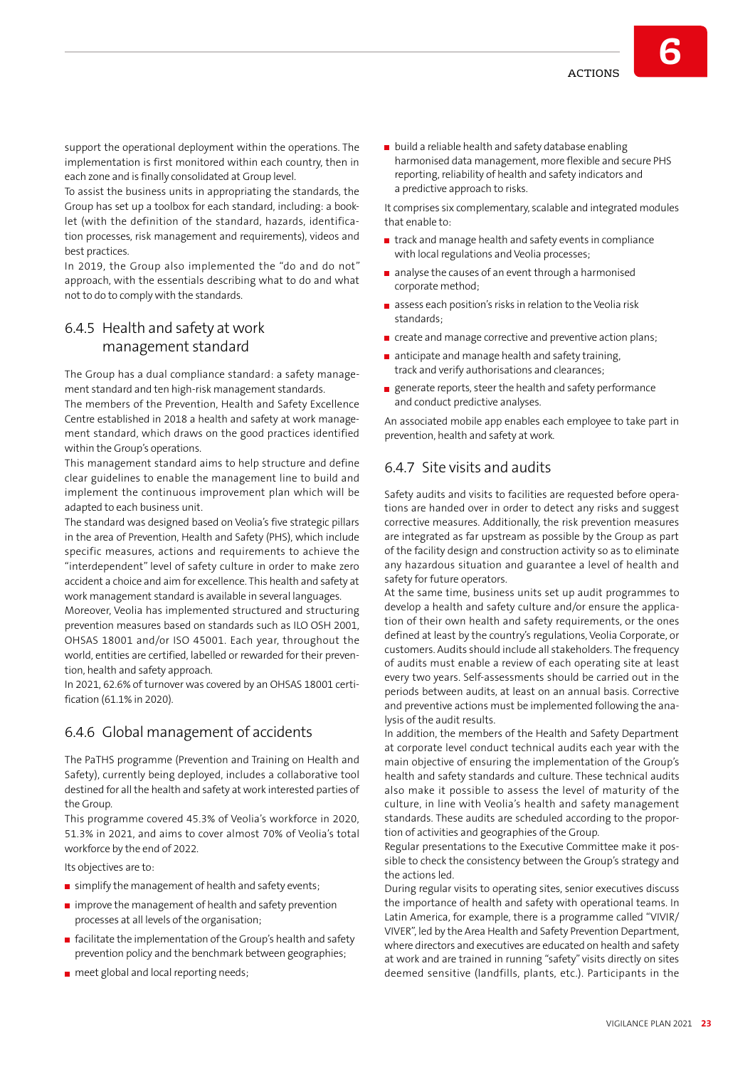support the operational deployment within the operations. The implementation is first monitored within each country, then in each zone and is finally consolidated at Group level.

To assist the business units in appropriating the standards, the Group has set up a toolbox for each standard, including: a booklet (with the definition of the standard, hazards, identification processes, risk management and requirements), videos and best practices.

In 2019, the Group also implemented the "do and do not" approach, with the essentials describing what to do and what not to do to comply with the standards.

## 6.4.5 Health and safety at work management standard

The Group has a dual compliance standard: a safety management standard and ten high-risk management standards.

The members of the Prevention, Health and Safety Excellence Centre established in 2018 a health and safety at work management standard, which draws on the good practices identified within the Group's operations.

This management standard aims to help structure and define clear guidelines to enable the management line to build and implement the continuous improvement plan which will be adapted to each business unit.

The standard was designed based on Veolia's five strategic pillars in the area of Prevention, Health and Safety (PHS), which include specific measures, actions and requirements to achieve the "interdependent" level of safety culture in order to make zero accident a choice and aim for excellence. This health and safety at work management standard is available in several languages.

Moreover, Veolia has implemented structured and structuring prevention measures based on standards such as ILO OSH 2001, OHSAS 18001 and/or ISO 45001. Each year, throughout the world, entities are certified, labelled or rewarded for their prevention, health and safety approach.

In 2021, 62.6% of turnover was covered by an OHSAS 18001 certification (61.1% in 2020).

## 6.4.6 Global management of accidents

The PaTHS programme (Prevention and Training on Health and Safety), currently being deployed, includes a collaborative tool destined for all the health and safety at work interested parties of the Group.

This programme covered 45.3% of Veolia's workforce in 2020, 51.3% in 2021, and aims to cover almost 70% of Veolia's total workforce by the end of 2022.

Its objectives are to:

- simplify the management of health and safety events;
- improve the management of health and safety prevention processes at all levels of the organisation;
- facilitate the implementation of the Group's health and safety prevention policy and the benchmark between geographies;
- meet global and local reporting needs;
- build a reliable health and safety database enabling harmonised data management, more flexible and secure PHS reporting, reliability of health and safety indicators and a predictive approach to risks.

It comprises six complementary, scalable and integrated modules that enable to:

- track and manage health and safety events in compliance with local regulations and Veolia processes;
- analyse the causes of an event through a harmonised corporate method;
- assess each position's risks in relation to the Veolia risk standards;
- create and manage corrective and preventive action plans;
- anticipate and manage health and safety training, track and verify authorisations and clearances;
- generate reports, steer the health and safety performance and conduct predictive analyses.

An associated mobile app enables each employee to take part in prevention, health and safety at work.

## 6.4.7 Site visits and audits

Safety audits and visits to facilities are requested before operations are handed over in order to detect any risks and suggest corrective measures. Additionally, the risk prevention measures are integrated as far upstream as possible by the Group as part of the facility design and construction activity so as to eliminate any hazardous situation and guarantee a level of health and safety for future operators.

At the same time, business units set up audit programmes to develop a health and safety culture and/or ensure the application of their own health and safety requirements, or the ones defined at least by the country's regulations, Veolia Corporate, or customers. Audits should include all stakeholders. The frequency of audits must enable a review of each operating site at least every two years. Self-assessments should be carried out in the periods between audits, at least on an annual basis. Corrective and preventive actions must be implemented following the analysis of the audit results.

In addition, the members of the Health and Safety Department at corporate level conduct technical audits each year with the main objective of ensuring the implementation of the Group's health and safety standards and culture. These technical audits also make it possible to assess the level of maturity of the culture, in line with Veolia's health and safety management standards. These audits are scheduled according to the proportion of activities and geographies of the Group.

Regular presentations to the Executive Committee make it possible to check the consistency between the Group's strategy and the actions led.

During regular visits to operating sites, senior executives discuss the importance of health and safety with operational teams. In Latin America, for example, there is a programme called "VIVIR/VIVER", led by the Area Health and Safety Prevention Department, where directors and executives are educated on health and safety at work and are trained in running "safety" visits directly on sites deemed sensitive (landfills, plants, etc.). Participants in the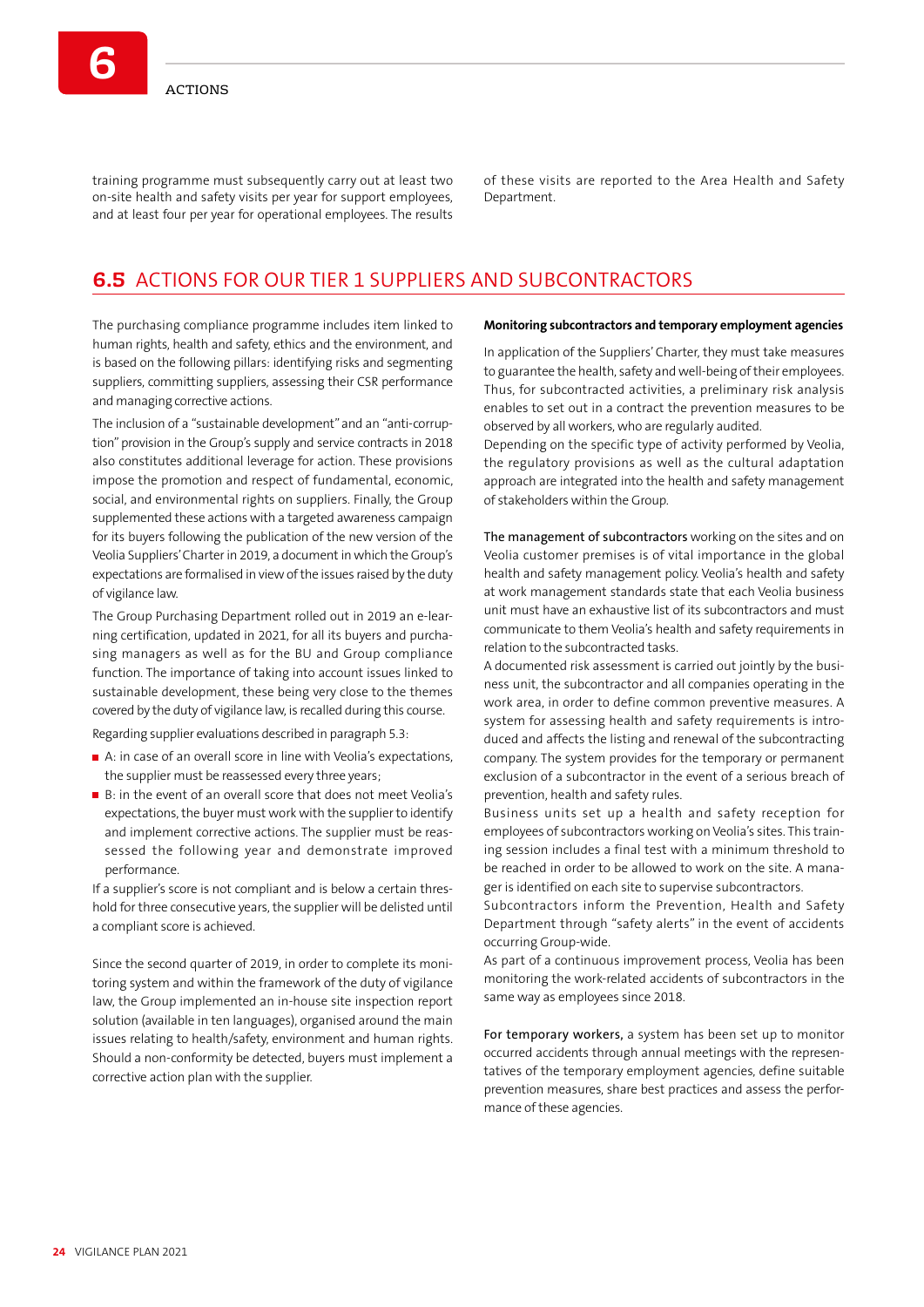training programme must subsequently carry out at least two on-site health and safety visits per year for support employees, and at least four per year for operational employees. The results of these visits are reported to the Area Health and Safety Department.

## 6.5 ACTIONS FOR OUR TIER 1 SUPPLIERS AND SUBCONTRACTORS

The purchasing compliance programme includes item linked to human rights, health and safety, ethics and the environment, and is based on the following pillars: identifying risks and segmenting suppliers, committing suppliers, assessing their CSR performance and managing corrective actions.

The inclusion of a "sustainable development" and an "anti-corruption" provision in the Group's supply and service contracts in 2018 also constitutes additional leverage for action. These provisions impose the promotion and respect of fundamental, economic, social, and environmental rights on suppliers. Finally, the Group supplemented these actions with a targeted awareness campaign for its buyers following the publication of the new version of the Veolia Suppliers' Charter in 2019, a document in which the Group's expectations are formalised in view of the issues raised by the duty of vigilance law.

The Group Purchasing Department rolled out in 2019 an e-learning certification, updated in 2021, for all its buyers and purchasing managers as well as for the BU and Group compliance function. The importance of taking into account issues linked to sustainable development, these being very close to the themes covered by the duty of vigilance law, is recalled during this course.

Regarding supplier evaluations described in paragraph 5.3:

- A: in case of an overall score in line with Veolia's expectations, the supplier must be reassessed every three years;
- B: in the event of an overall score that does not meet Veolia's expectations, the buyer must work with the supplier to identify and implement corrective actions. The supplier must be reassessed the following year and demonstrate improved performance.

If a supplier's score is not compliant and is below a certain threshold for three consecutive years, the supplier will be delisted until a compliant score is achieved.

Since the second quarter of 2019, in order to complete its monitoring system and within the framework of the duty of vigilance law, the Group implemented an in-house site inspection report solution (available in ten languages), organised around the main issues relating to health/safety, environment and human rights. Should a non-conformity be detected, buyers must implement a corrective action plan with the supplier.

**Monitoring subcontractors and temporary employment agencies**

In application of the Suppliers' Charter, they must take measures to guarantee the health, safety and well-being of their employees. Thus, for subcontracted activities, a preliminary risk analysis enables to set out in a contract the prevention measures to be observed by all workers, who are regularly audited.
Depending on the specific type of activity performed by Veolia, the regulatory provisions as well as the cultural adaptation approach are integrated into the health and safety management of stakeholders within the Group.

The management of subcontractors working on the sites and on Veolia customer premises is of vital importance in the global health and safety management policy. Veolia's health and safety at work management standards state that each Veolia business unit must have an exhaustive list of its subcontractors and must communicate to them Veolia's health and safety requirements in relation to the subcontracted tasks.
A documented risk assessment is carried out jointly by the business unit, the subcontractor and all companies operating in the work area, in order to define common preventive measures. A system for assessing health and safety requirements is introduced and affects the listing and renewal of the subcontracting company. The system provides for the temporary or permanent exclusion of a subcontractor in the event of a serious breach of prevention, health and safety rules.
Business units set up a health and safety reception for employees of subcontractors working on Veolia's sites. This training session includes a final test with a minimum threshold to be reached in order to be allowed to work on the site. A manager is identified on each site to supervise subcontractors.
Subcontractors inform the Prevention, Health and Safety Department through "safety alerts" in the event of accidents occurring Group-wide.
As part of a continuous improvement process, Veolia has been monitoring the work-related accidents of subcontractors in the same way as employees since 2018.

For temporary workers, a system has been set up to monitor occurred accidents through annual meetings with the representatives of the temporary employment agencies, define suitable prevention measures, share best practices and assess the performance of these agencies.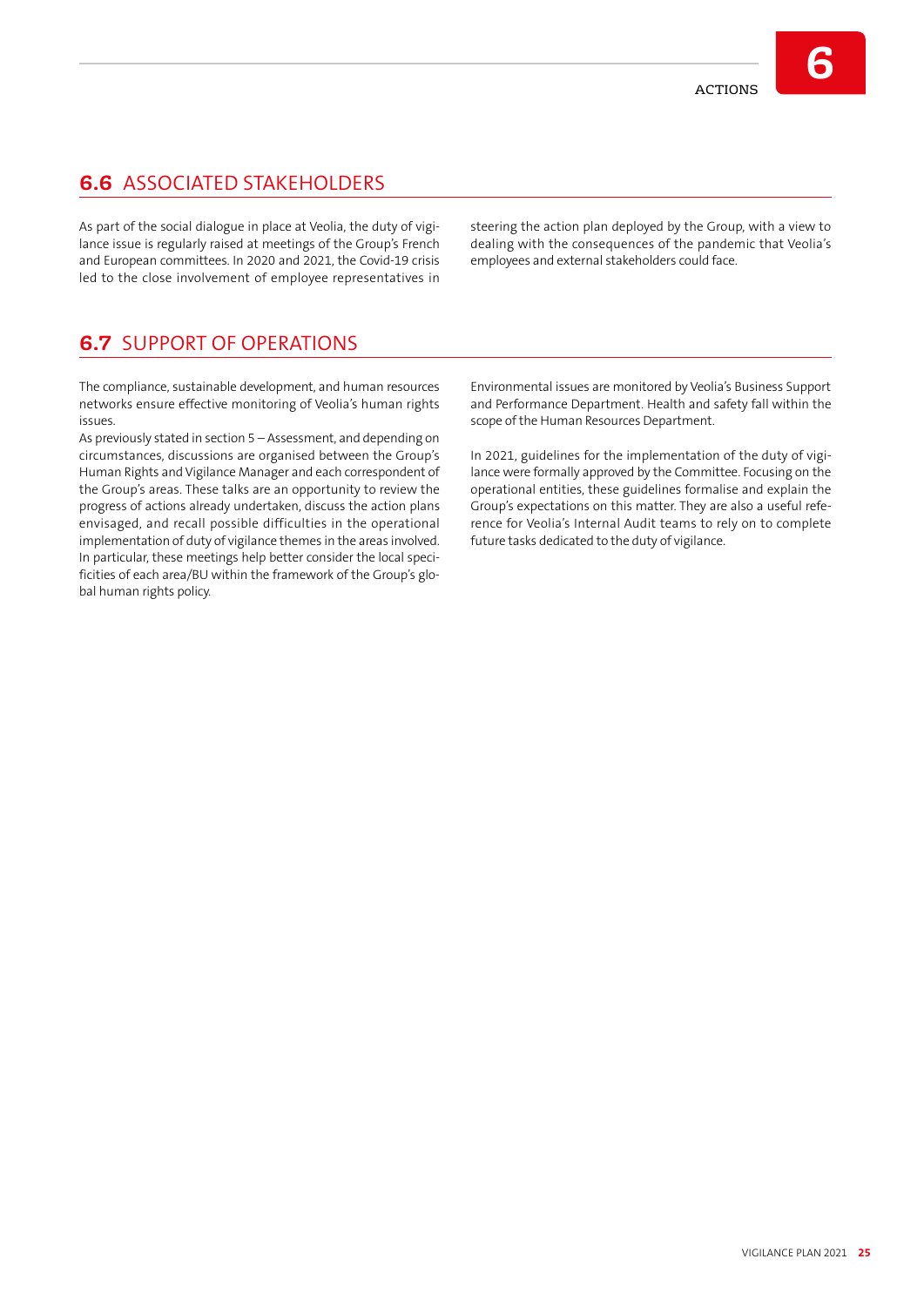## 6.6 ASSOCIATED STAKEHOLDERS

As part of the social dialogue in place at Veolia, the duty of vigilance issue is regularly raised at meetings of the Group's French and European committees. In 2020 and 2021, the Covid-19 crisis led to the close involvement of employee representatives in steering the action plan deployed by the Group, with a view to dealing with the consequences of the pandemic that Veolia's employees and external stakeholders could face.

## 6.7 SUPPORT OF OPERATIONS

The compliance, sustainable development, and human resources networks ensure effective monitoring of Veolia's human rights issues.

As previously stated in section 5 – Assessment, and depending on circumstances, discussions are organised between the Group's Human Rights and Vigilance Manager and each correspondent of the Group's areas. These talks are an opportunity to review the progress of actions already undertaken, discuss the action plans envisaged, and recall possible difficulties in the operational implementation of duty of vigilance themes in the areas involved. In particular, these meetings help better consider the local specificities of each area/BU within the framework of the Group's global human rights policy.

Environmental issues are monitored by Veolia's Business Support and Performance Department. Health and safety fall within the scope of the Human Resources Department.

In 2021, guidelines for the implementation of the duty of vigilance were formally approved by the Committee. Focusing on the operational entities, these guidelines formalise and explain the Group's expectations on this matter. They are also a useful reference for Veolia's Internal Audit teams to rely on to complete future tasks dedicated to the duty of vigilance.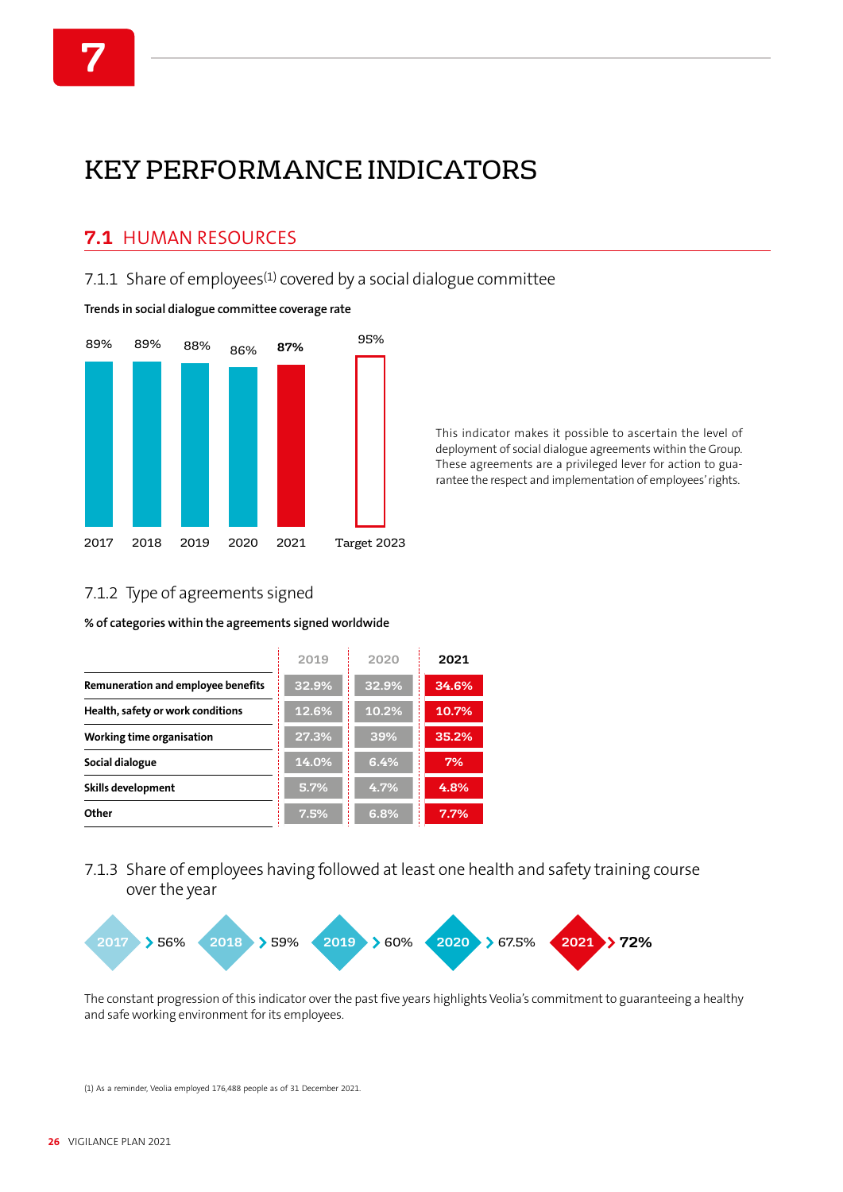# 7

# KEY PERFORMANCE INDICATORS

## 7.1 HUMAN RESOURCES

### 7.1.1 Share of employees[1] covered by a social dialogue committee

**Trends in social dialogue committee coverage rate**

| 2017 | 2018 | 2019 | 2020 | 2021 | Target 2023 |
|---|---|---|---|---|---|
| 89% | 89% | 88% | 86% | **87%** | 95% |

This indicator makes it possible to ascertain the level of deployment of social dialogue agreements within the Group. These agreements are a privileged lever for action to guarantee the respect and implementation of employees' rights.

### 7.1.2 Type of agreements signed

**% of categories within the agreements signed worldwide**

| | 2019 | 2020 | 2021 |
|---|---|---|---|
| **Remuneration and employee benefits** | 32.9% | 32.9% | 34.6% |
| **Health, safety or work conditions** | 12.6% | 10.2% | 10.7% |
| **Working time organisation** | 27.3% | 39% | 35.2% |
| **Social dialogue** | 14.0% | 6.4% | 7% |
| **Skills development** | 5.7% | 4.7% | 4.8% |
| **Other** | 7.5% | 6.8% | 7.7% |

### 7.1.3 Share of employees having followed at least one health and safety training course over the year

| 2017 | 2018 | 2019 | 2020 | 2021 |
|---|---|---|---|---|
| 56% | 59% | 60% | 67.5% | **72%** |

The constant progression of this indicator over the past five years highlights Veolia's commitment to guaranteeing a healthy and safe working environment for its employees.

(1) As a reminder, Veolia employed 176,488 people as of 31 December 2021.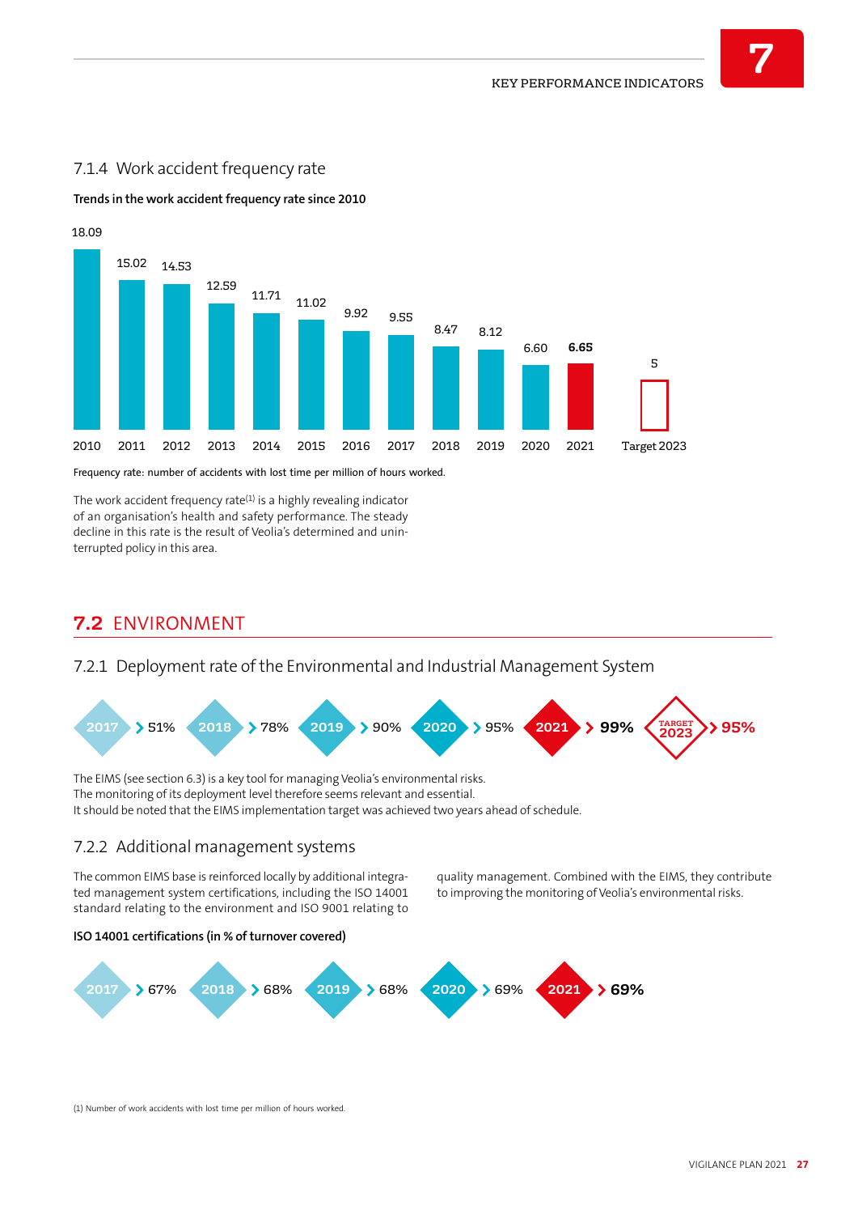### 7.1.4 Work accident frequency rate

**Trends in the work accident frequency rate since 2010**

| Year | Frequency rate |
|---|---|
| 2010 | 18.09 |
| 2011 | 15.02 |
| 2012 | 14.53 |
| 2013 | 12.59 |
| 2014 | 11.71 |
| 2015 | 11.02 |
| 2016 | 9.92 |
| 2017 | 9.55 |
| 2018 | 8.47 |
| 2019 | 8.12 |
| 2020 | 6.60 |
| 2021 | **6.65** |
| Target 2023 | 5 |

Frequency rate: number of accidents with lost time per million of hours worked.

The work accident frequency rate[1] is a highly revealing indicator of an organisation's health and safety performance. The steady decline in this rate is the result of Veolia's determined and uninterrupted policy in this area.

## 7.2 ENVIRONMENT

### 7.2.1 Deployment rate of the Environmental and Industrial Management System

| 2017 | 2018 | 2019 | 2020 | 2021 | Target 2023 |
|---|---|---|---|---|---|
| 51% | 78% | 90% | 95% | **99%** | **95%** |

The EIMS (see section 6.3) is a key tool for managing Veolia's environmental risks.
The monitoring of its deployment level therefore seems relevant and essential.
It should be noted that the EIMS implementation target was achieved two years ahead of schedule.

### 7.2.2 Additional management systems

The common EIMS base is reinforced locally by additional integrated management system certifications, including the ISO 14001 standard relating to the environment and ISO 9001 relating to quality management. Combined with the EIMS, they contribute to improving the monitoring of Veolia's environmental risks.

**ISO 14001 certifications (in % of turnover covered)**

| 2017 | 2018 | 2019 | 2020 | 2021 |
|---|---|---|---|---|
| 67% | 68% | 68% | 69% | **69%** |

(1) Number of work accidents with lost time per million of hours worked.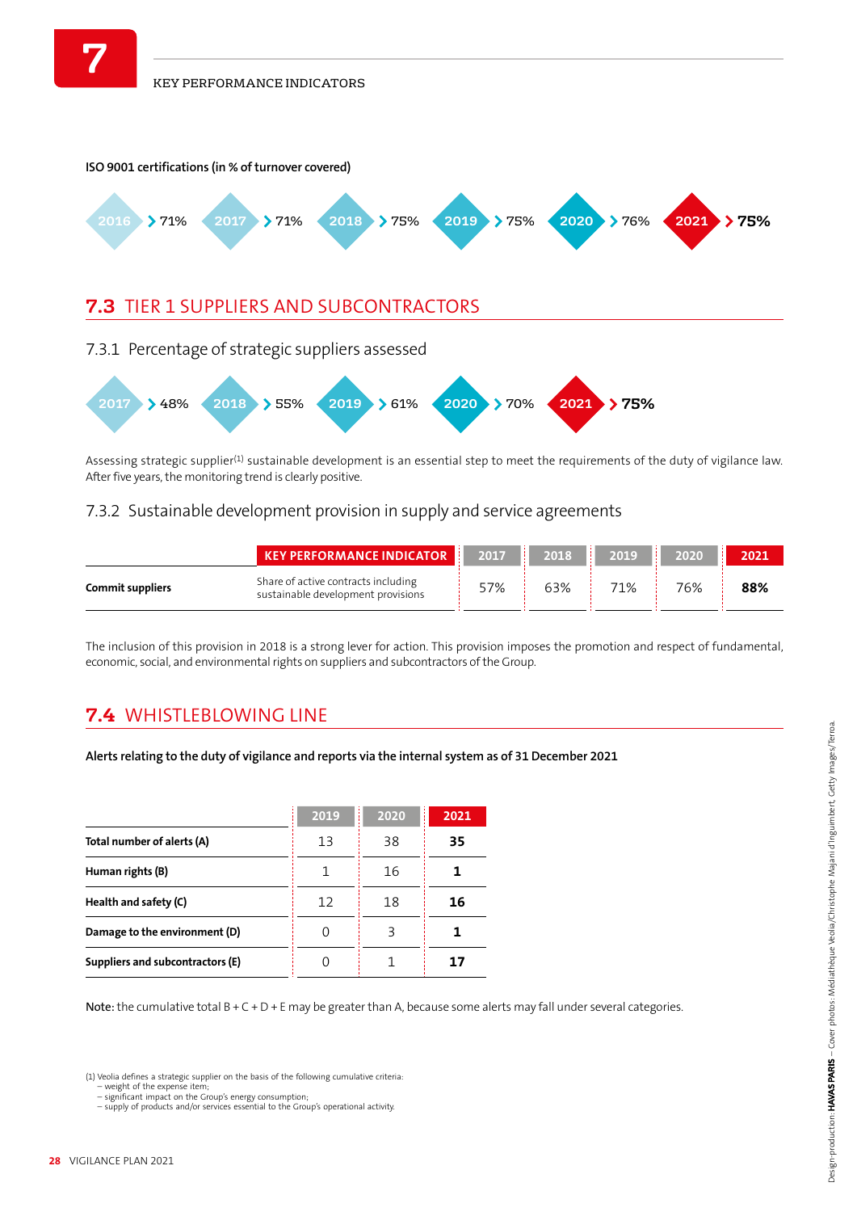# 7 KEY PERFORMANCE INDICATORS

**ISO 9001 certifications (in % of turnover covered)**

| 2016 | 2017 | 2018 | 2019 | 2020 | 2021 |
|---|---|---|---|---|---|
| 71% | 71% | 75% | 75% | 76% | **75%** |

## 7.3 TIER 1 SUPPLIERS AND SUBCONTRACTORS

### 7.3.1 Percentage of strategic suppliers assessed

| 2017 | 2018 | 2019 | 2020 | 2021 |
|---|---|---|---|---|
| 48% | 55% | 61% | 70% | **75%** |

Assessing strategic supplier[1] sustainable development is an essential step to meet the requirements of the duty of vigilance law. After five years, the monitoring trend is clearly positive.

### 7.3.2 Sustainable development provision in supply and service agreements

| | KEY PERFORMANCE INDICATOR | 2017 | 2018 | 2019 | 2020 | 2021 |
|---|---|---|---|---|---|---|
| **Commit suppliers** | Share of active contracts including sustainable development provisions | 57% | 63% | 71% | 76% | **88%** |

The inclusion of this provision in 2018 is a strong lever for action. This provision imposes the promotion and respect of fundamental, economic, social, and environmental rights on suppliers and subcontractors of the Group.

## 7.4 WHISTLEBLOWING LINE

**Alerts relating to the duty of vigilance and reports via the internal system as of 31 December 2021**

| | 2019 | 2020 | 2021 |
|---|---|---|---|
| **Total number of alerts (A)** | 13 | 38 | **35** |
| **Human rights (B)** | 1 | 16 | **1** |
| **Health and safety (C)** | 12 | 18 | **16** |
| **Damage to the environment (D)** | 0 | 3 | **1** |
| **Suppliers and subcontractors (E)** | 0 | 1 | **17** |

**Note:** the cumulative total B + C + D + E may be greater than A, because some alerts may fall under several categories.

(1) Veolia defines a strategic supplier on the basis of the following cumulative criteria:
- weight of the expense item;
- significant impact on the Group's energy consumption;
- supply of products and/or services essential to the Group's operational activity.

Design-production: **HAVAS PARIS** – Cover photos: Médiathèque Veolia/Christophe Majani d'Inguimbert, Getty Images/Teroa.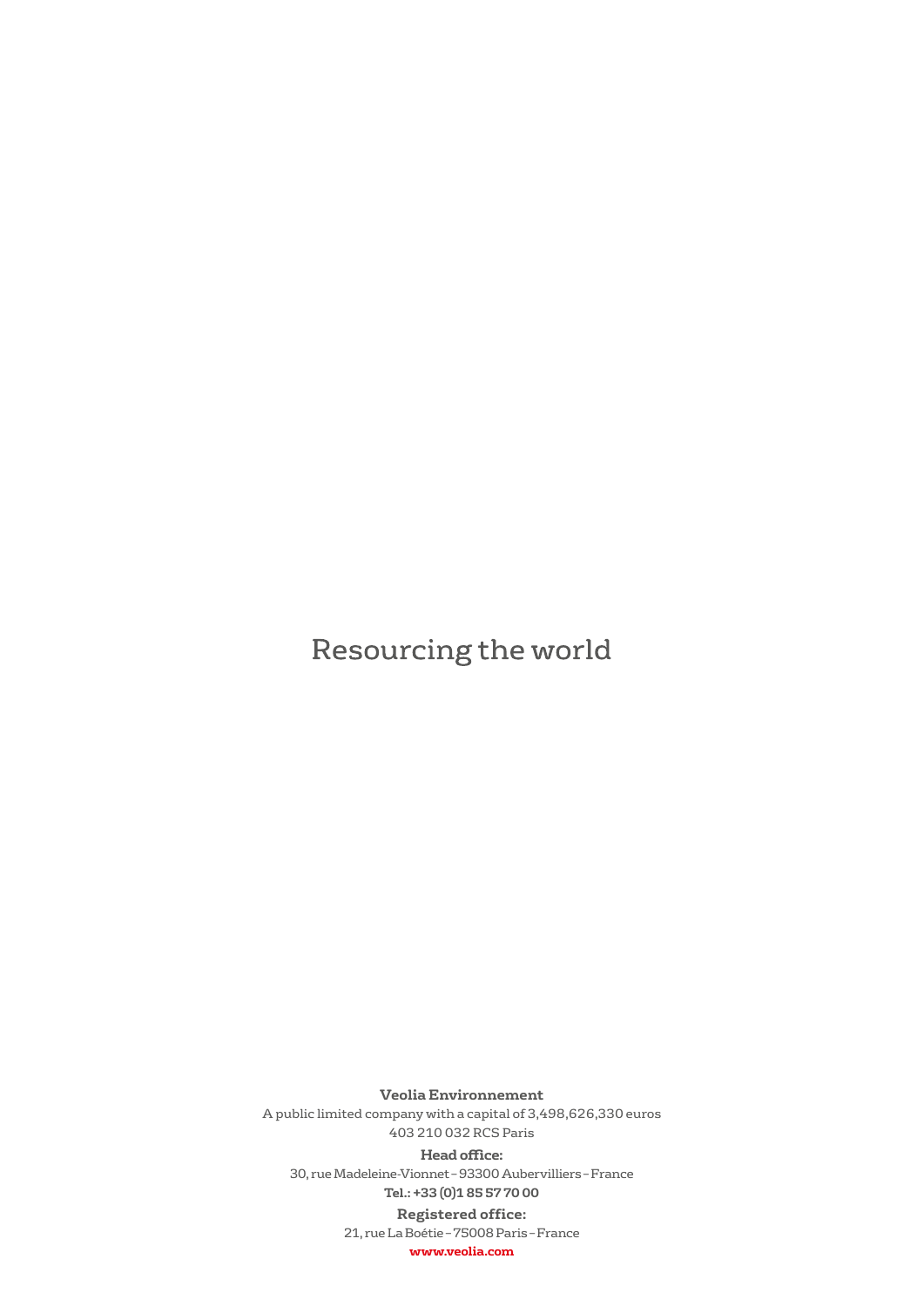Resourcing the world

**Veolia Environnement**

A public limited company with a capital of 3,498,626,330 euros

403 210 032 RCS Paris

**Head office:**

30, rue Madeleine-Vionnet - 93300 Aubervilliers - France

**Tel.: +33 (0)1 85 57 70 00**

**Registered office:**

21, rue La Boétie - 75008 Paris - France

**www.veolia.com**